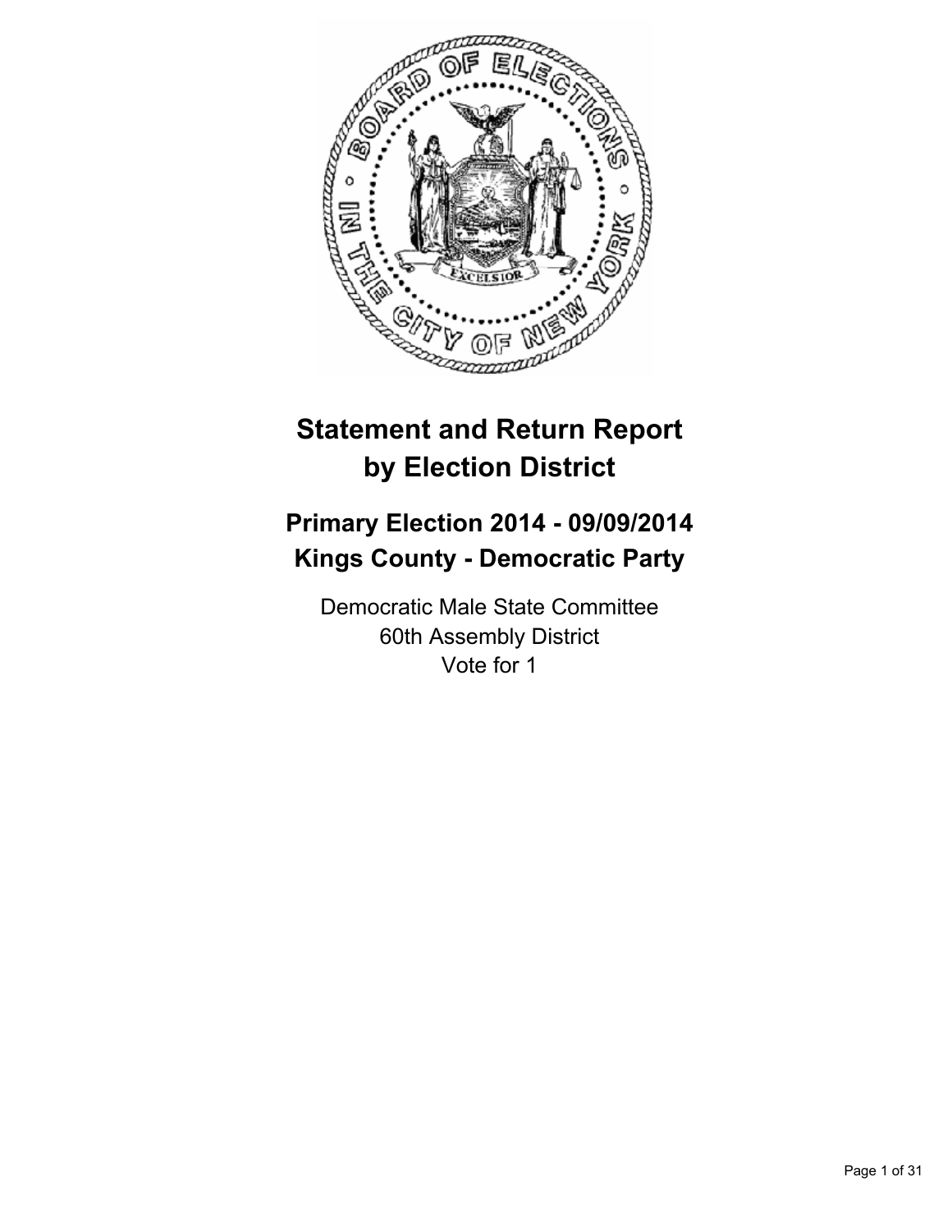# Statement and Return Report by Election District

## Primary Election 2014 - 09/09/2014
## Kings County - Democratic Party

Democratic Male State Committee
60th Assembly District
Vote for 1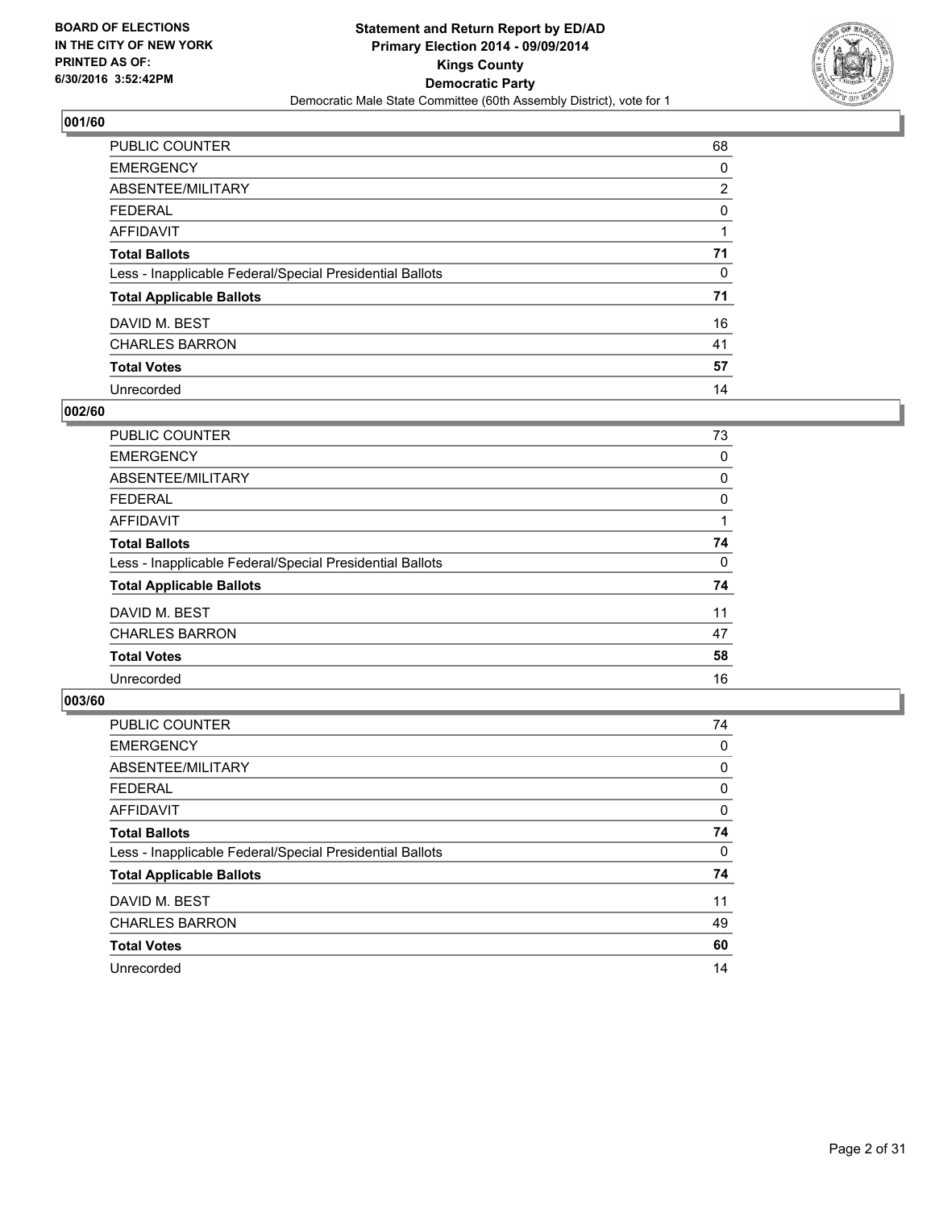**BOARD OF ELECTIONS IN THE CITY OF NEW YORK PRINTED AS OF: 6/30/2016 3:52:42PM**

**Statement and Return Report by ED/AD**
**Primary Election 2014 - 09/09/2014**
**Kings County**
**Democratic Party**
Democratic Male State Committee (60th Assembly District), vote for 1

## 001/60

| | |
|---|---|
| PUBLIC COUNTER | 68 |
| EMERGENCY | 0 |
| ABSENTEE/MILITARY | 2 |
| FEDERAL | 0 |
| AFFIDAVIT | 1 |
| **Total Ballots** | **71** |
| Less - Inapplicable Federal/Special Presidential Ballots | 0 |
| **Total Applicable Ballots** | **71** |
| DAVID M. BEST | 16 |
| CHARLES BARRON | 41 |
| **Total Votes** | **57** |
| Unrecorded | 14 |

## 002/60

| | |
|---|---|
| PUBLIC COUNTER | 73 |
| EMERGENCY | 0 |
| ABSENTEE/MILITARY | 0 |
| FEDERAL | 0 |
| AFFIDAVIT | 1 |
| **Total Ballots** | **74** |
| Less - Inapplicable Federal/Special Presidential Ballots | 0 |
| **Total Applicable Ballots** | **74** |
| DAVID M. BEST | 11 |
| CHARLES BARRON | 47 |
| **Total Votes** | **58** |
| Unrecorded | 16 |

## 003/60

| | |
|---|---|
| PUBLIC COUNTER | 74 |
| EMERGENCY | 0 |
| ABSENTEE/MILITARY | 0 |
| FEDERAL | 0 |
| AFFIDAVIT | 0 |
| **Total Ballots** | **74** |
| Less - Inapplicable Federal/Special Presidential Ballots | 0 |
| **Total Applicable Ballots** | **74** |
| DAVID M. BEST | 11 |
| CHARLES BARRON | 49 |
| **Total Votes** | **60** |
| Unrecorded | 14 |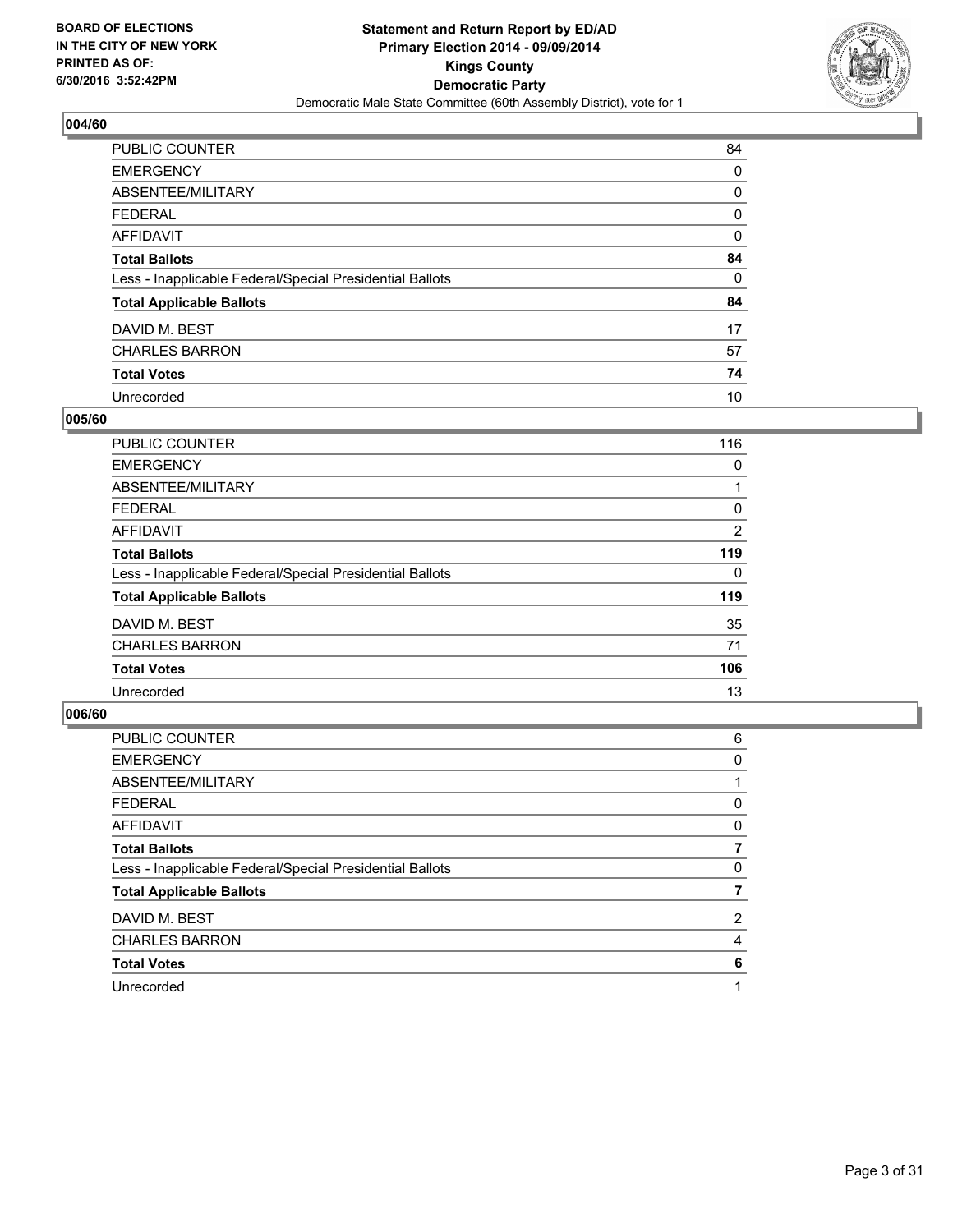**BOARD OF ELECTIONS IN THE CITY OF NEW YORK PRINTED AS OF: 6/30/2016 3:52:42PM**

**Statement and Return Report by ED/AD Primary Election 2014 - 09/09/2014 Kings County Democratic Party**

Democratic Male State Committee (60th Assembly District), vote for 1

## 004/60

| | |
|---|---|
| PUBLIC COUNTER | 84 |
| EMERGENCY | 0 |
| ABSENTEE/MILITARY | 0 |
| FEDERAL | 0 |
| AFFIDAVIT | 0 |
| **Total Ballots** | **84** |
| Less - Inapplicable Federal/Special Presidential Ballots | 0 |
| **Total Applicable Ballots** | **84** |
| DAVID M. BEST | 17 |
| CHARLES BARRON | 57 |
| **Total Votes** | **74** |
| Unrecorded | 10 |

## 005/60

| | |
|---|---|
| PUBLIC COUNTER | 116 |
| EMERGENCY | 0 |
| ABSENTEE/MILITARY | 1 |
| FEDERAL | 0 |
| AFFIDAVIT | 2 |
| **Total Ballots** | **119** |
| Less - Inapplicable Federal/Special Presidential Ballots | 0 |
| **Total Applicable Ballots** | **119** |
| DAVID M. BEST | 35 |
| CHARLES BARRON | 71 |
| **Total Votes** | **106** |
| Unrecorded | 13 |

## 006/60

| | |
|---|---|
| PUBLIC COUNTER | 6 |
| EMERGENCY | 0 |
| ABSENTEE/MILITARY | 1 |
| FEDERAL | 0 |
| AFFIDAVIT | 0 |
| **Total Ballots** | **7** |
| Less - Inapplicable Federal/Special Presidential Ballots | 0 |
| **Total Applicable Ballots** | **7** |
| DAVID M. BEST | 2 |
| CHARLES BARRON | 4 |
| **Total Votes** | **6** |
| Unrecorded | 1 |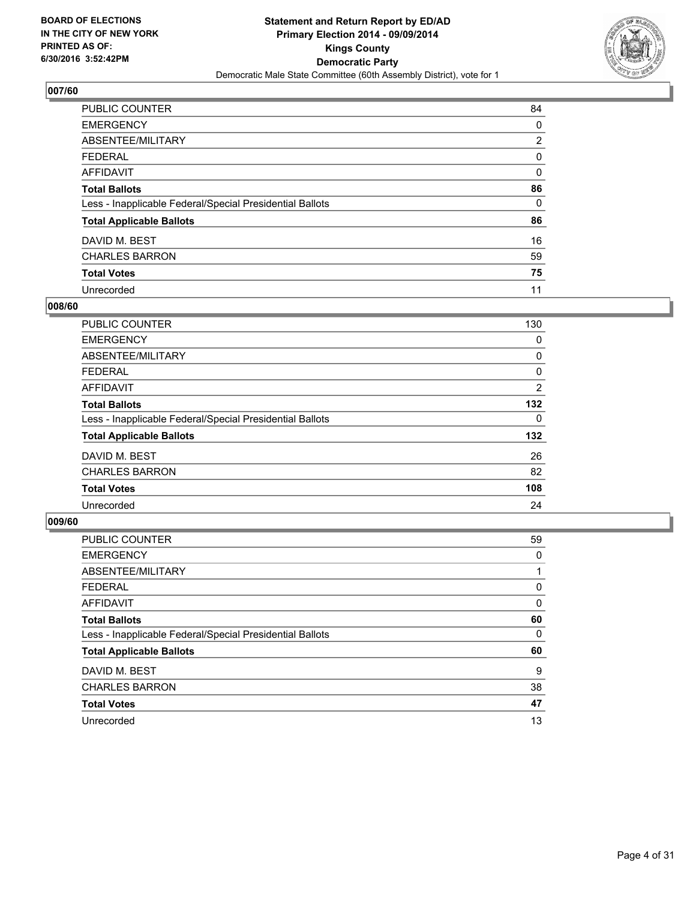## 007/60

| | |
|---|---|
| PUBLIC COUNTER | 84 |
| EMERGENCY | 0 |
| ABSENTEE/MILITARY | 2 |
| FEDERAL | 0 |
| AFFIDAVIT | 0 |
| **Total Ballots** | **86** |
| Less - Inapplicable Federal/Special Presidential Ballots | 0 |
| **Total Applicable Ballots** | **86** |
| DAVID M. BEST | 16 |
| CHARLES BARRON | 59 |
| **Total Votes** | **75** |
| Unrecorded | 11 |

## 008/60

| | |
|---|---|
| PUBLIC COUNTER | 130 |
| EMERGENCY | 0 |
| ABSENTEE/MILITARY | 0 |
| FEDERAL | 0 |
| AFFIDAVIT | 2 |
| **Total Ballots** | **132** |
| Less - Inapplicable Federal/Special Presidential Ballots | 0 |
| **Total Applicable Ballots** | **132** |
| DAVID M. BEST | 26 |
| CHARLES BARRON | 82 |
| **Total Votes** | **108** |
| Unrecorded | 24 |

## 009/60

| | |
|---|---|
| PUBLIC COUNTER | 59 |
| EMERGENCY | 0 |
| ABSENTEE/MILITARY | 1 |
| FEDERAL | 0 |
| AFFIDAVIT | 0 |
| **Total Ballots** | **60** |
| Less - Inapplicable Federal/Special Presidential Ballots | 0 |
| **Total Applicable Ballots** | **60** |
| DAVID M. BEST | 9 |
| CHARLES BARRON | 38 |
| **Total Votes** | **47** |
| Unrecorded | 13 |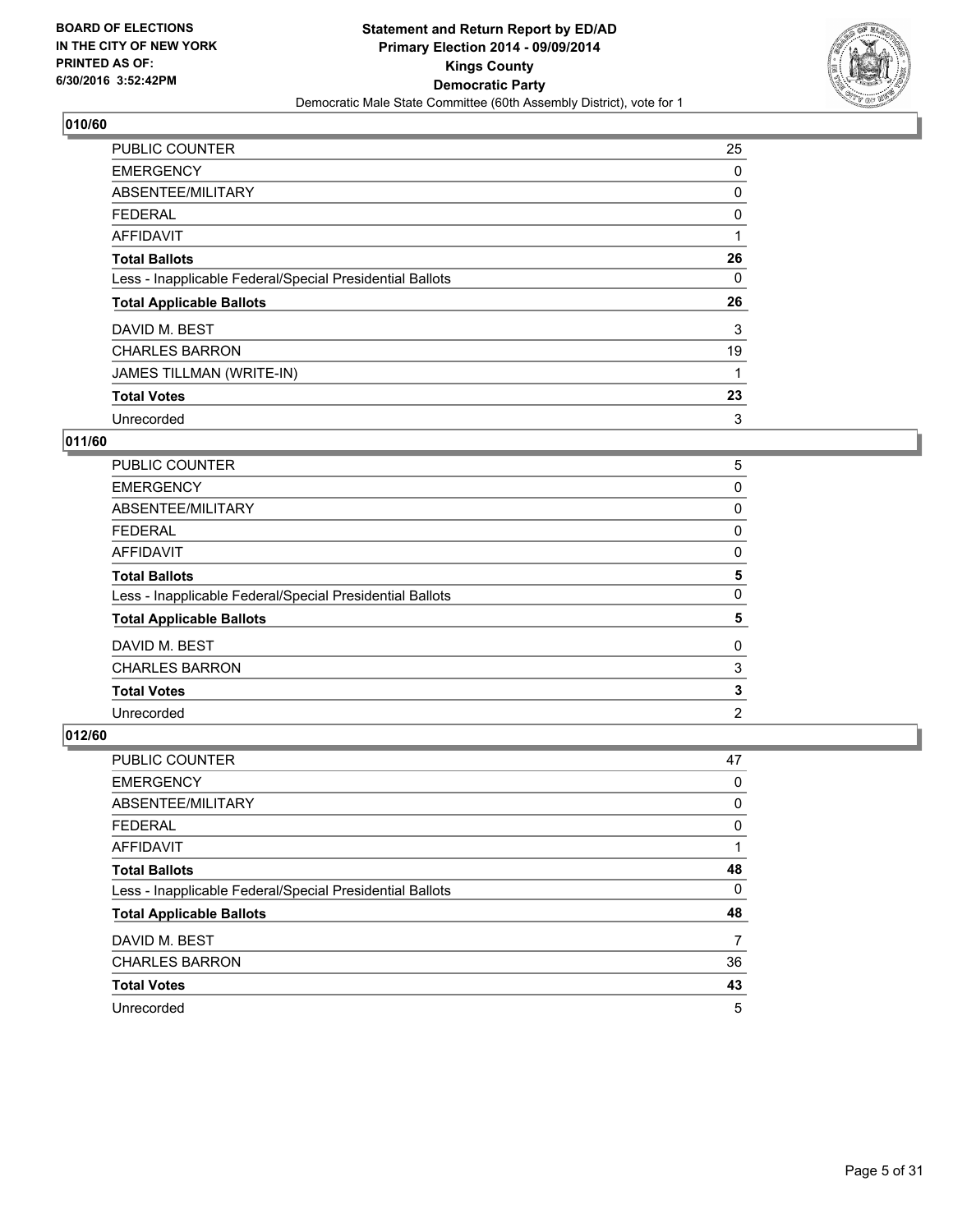**BOARD OF ELECTIONS IN THE CITY OF NEW YORK PRINTED AS OF: 6/30/2016 3:52:42PM**

**Statement and Return Report by ED/AD Primary Election 2014 - 09/09/2014 Kings County Democratic Party**

Democratic Male State Committee (60th Assembly District), vote for 1

## 010/60

| | |
|---|---|
| PUBLIC COUNTER | 25 |
| EMERGENCY | 0 |
| ABSENTEE/MILITARY | 0 |
| FEDERAL | 0 |
| AFFIDAVIT | 1 |
| **Total Ballots** | **26** |
| Less - Inapplicable Federal/Special Presidential Ballots | 0 |
| **Total Applicable Ballots** | **26** |
| DAVID M. BEST | 3 |
| CHARLES BARRON | 19 |
| JAMES TILLMAN (WRITE-IN) | 1 |
| **Total Votes** | **23** |
| Unrecorded | 3 |

## 011/60

| | |
|---|---|
| PUBLIC COUNTER | 5 |
| EMERGENCY | 0 |
| ABSENTEE/MILITARY | 0 |
| FEDERAL | 0 |
| AFFIDAVIT | 0 |
| **Total Ballots** | **5** |
| Less - Inapplicable Federal/Special Presidential Ballots | 0 |
| **Total Applicable Ballots** | **5** |
| DAVID M. BEST | 0 |
| CHARLES BARRON | 3 |
| **Total Votes** | **3** |
| Unrecorded | 2 |

## 012/60

| | |
|---|---|
| PUBLIC COUNTER | 47 |
| EMERGENCY | 0 |
| ABSENTEE/MILITARY | 0 |
| FEDERAL | 0 |
| AFFIDAVIT | 1 |
| **Total Ballots** | **48** |
| Less - Inapplicable Federal/Special Presidential Ballots | 0 |
| **Total Applicable Ballots** | **48** |
| DAVID M. BEST | 7 |
| CHARLES BARRON | 36 |
| **Total Votes** | **43** |
| Unrecorded | 5 |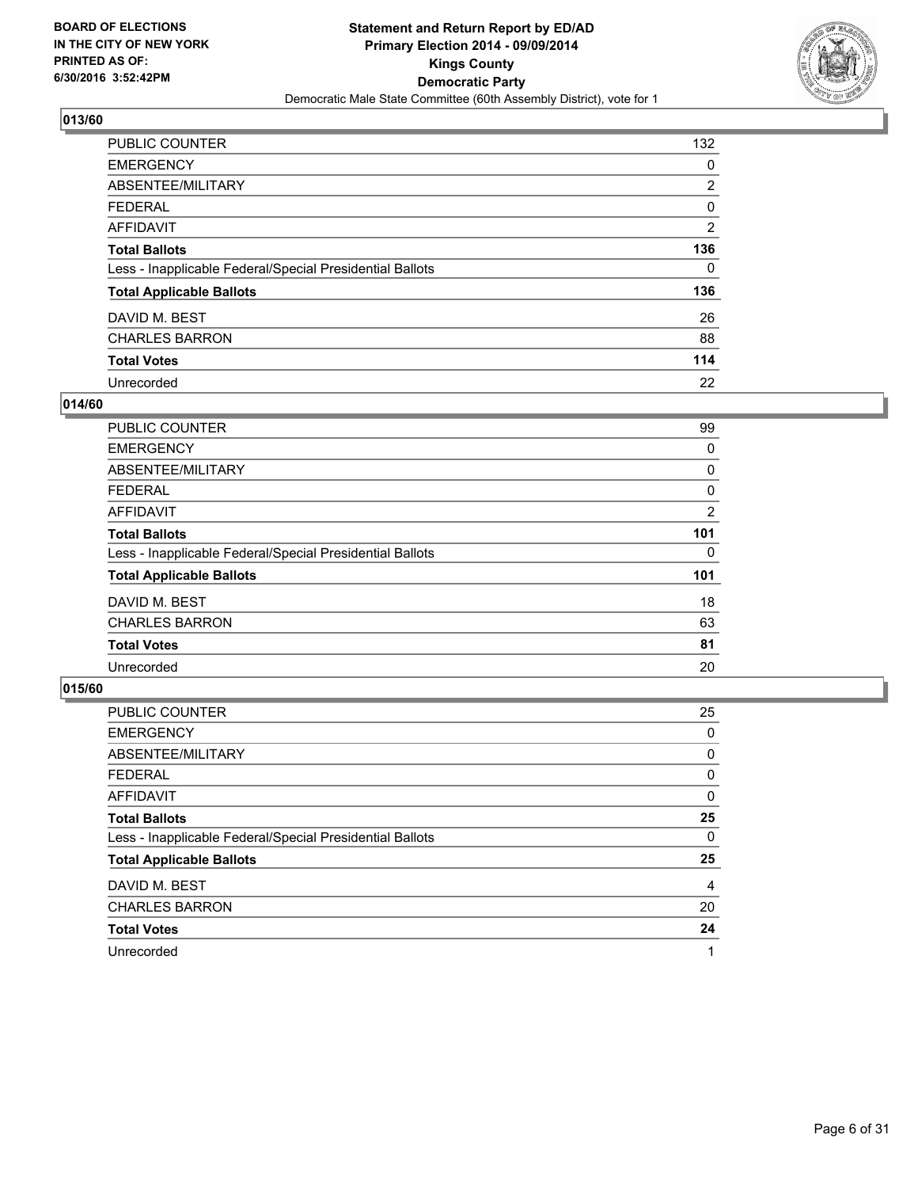**BOARD OF ELECTIONS IN THE CITY OF NEW YORK PRINTED AS OF: 6/30/2016 3:52:42PM**

**Statement and Return Report by ED/AD**
**Primary Election 2014 - 09/09/2014**
**Kings County**
**Democratic Party**
Democratic Male State Committee (60th Assembly District), vote for 1

## 013/60

| | |
|---|---|
| PUBLIC COUNTER | 132 |
| EMERGENCY | 0 |
| ABSENTEE/MILITARY | 2 |
| FEDERAL | 0 |
| AFFIDAVIT | 2 |
| **Total Ballots** | **136** |
| Less - Inapplicable Federal/Special Presidential Ballots | 0 |
| **Total Applicable Ballots** | **136** |
| DAVID M. BEST | 26 |
| CHARLES BARRON | 88 |
| **Total Votes** | **114** |
| Unrecorded | 22 |

## 014/60

| | |
|---|---|
| PUBLIC COUNTER | 99 |
| EMERGENCY | 0 |
| ABSENTEE/MILITARY | 0 |
| FEDERAL | 0 |
| AFFIDAVIT | 2 |
| **Total Ballots** | **101** |
| Less - Inapplicable Federal/Special Presidential Ballots | 0 |
| **Total Applicable Ballots** | **101** |
| DAVID M. BEST | 18 |
| CHARLES BARRON | 63 |
| **Total Votes** | **81** |
| Unrecorded | 20 |

## 015/60

| | |
|---|---|
| PUBLIC COUNTER | 25 |
| EMERGENCY | 0 |
| ABSENTEE/MILITARY | 0 |
| FEDERAL | 0 |
| AFFIDAVIT | 0 |
| **Total Ballots** | **25** |
| Less - Inapplicable Federal/Special Presidential Ballots | 0 |
| **Total Applicable Ballots** | **25** |
| DAVID M. BEST | 4 |
| CHARLES BARRON | 20 |
| **Total Votes** | **24** |
| Unrecorded | 1 |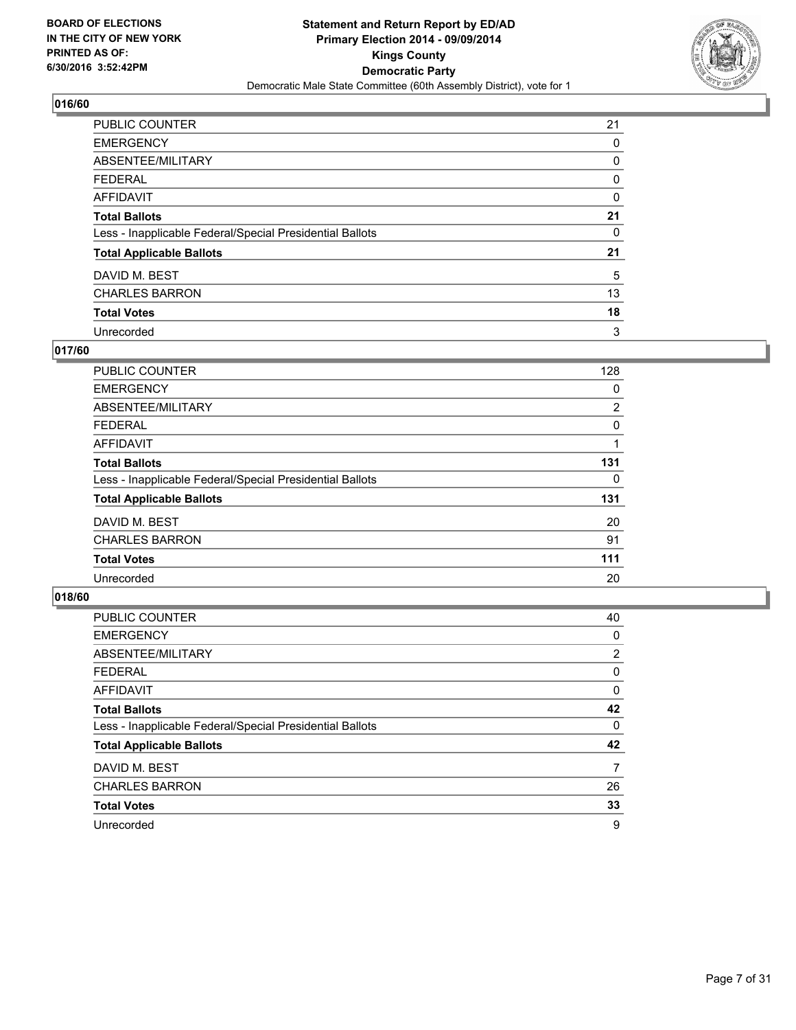**BOARD OF ELECTIONS IN THE CITY OF NEW YORK PRINTED AS OF: 6/30/2016 3:52:42PM**

**Statement and Return Report by ED/AD Primary Election 2014 - 09/09/2014 Kings County Democratic Party**

Democratic Male State Committee (60th Assembly District), vote for 1

## 016/60

| | |
|---|---|
| PUBLIC COUNTER | 21 |
| EMERGENCY | 0 |
| ABSENTEE/MILITARY | 0 |
| FEDERAL | 0 |
| AFFIDAVIT | 0 |
| **Total Ballots** | **21** |
| Less - Inapplicable Federal/Special Presidential Ballots | 0 |
| **Total Applicable Ballots** | **21** |
| DAVID M. BEST | 5 |
| CHARLES BARRON | 13 |
| **Total Votes** | **18** |
| Unrecorded | 3 |

## 017/60

| | |
|---|---|
| PUBLIC COUNTER | 128 |
| EMERGENCY | 0 |
| ABSENTEE/MILITARY | 2 |
| FEDERAL | 0 |
| AFFIDAVIT | 1 |
| **Total Ballots** | **131** |
| Less - Inapplicable Federal/Special Presidential Ballots | 0 |
| **Total Applicable Ballots** | **131** |
| DAVID M. BEST | 20 |
| CHARLES BARRON | 91 |
| **Total Votes** | **111** |
| Unrecorded | 20 |

## 018/60

| | |
|---|---|
| PUBLIC COUNTER | 40 |
| EMERGENCY | 0 |
| ABSENTEE/MILITARY | 2 |
| FEDERAL | 0 |
| AFFIDAVIT | 0 |
| **Total Ballots** | **42** |
| Less - Inapplicable Federal/Special Presidential Ballots | 0 |
| **Total Applicable Ballots** | **42** |
| DAVID M. BEST | 7 |
| CHARLES BARRON | 26 |
| **Total Votes** | **33** |
| Unrecorded | 9 |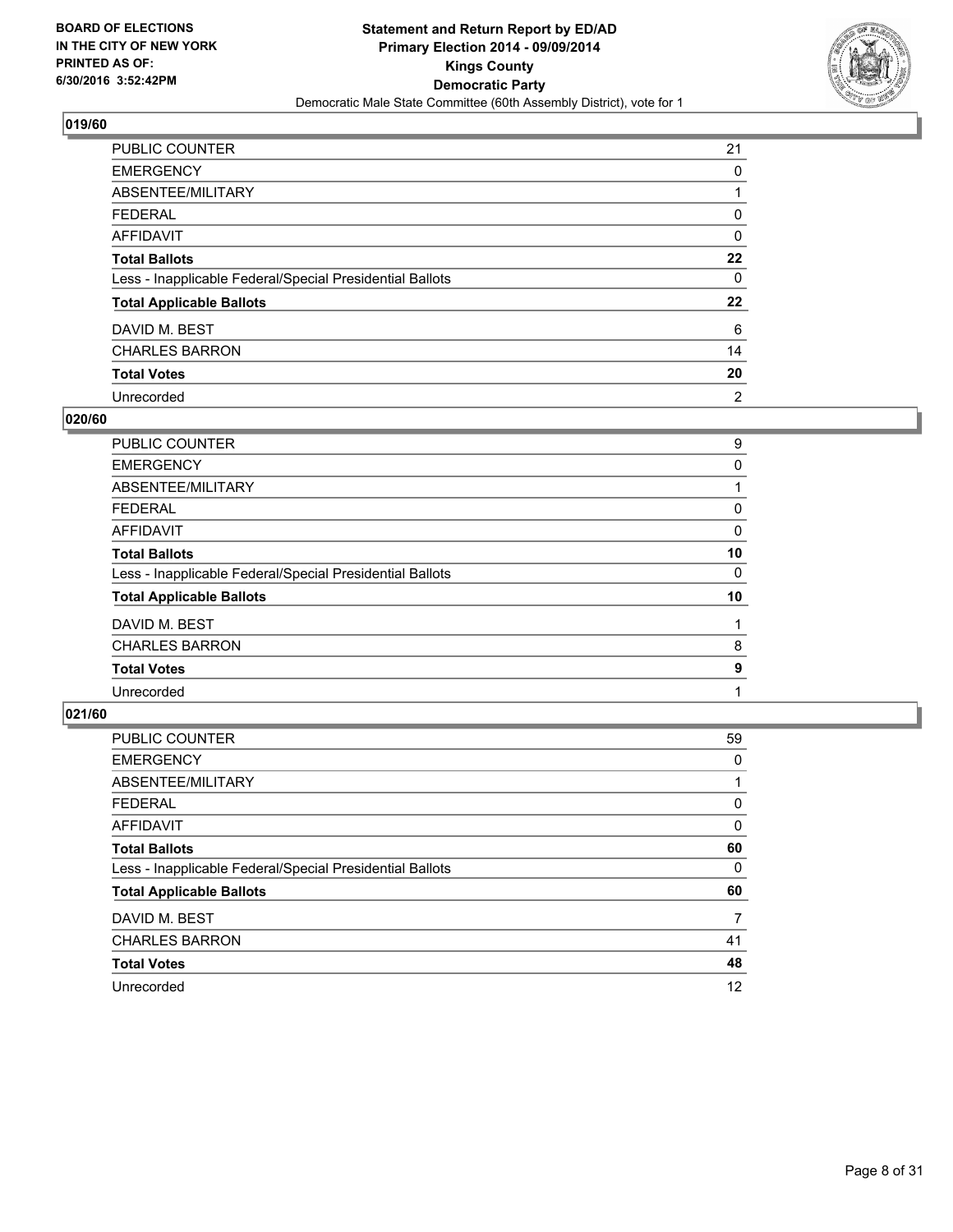BOARD OF ELECTIONS
IN THE CITY OF NEW YORK
PRINTED AS OF:
6/30/2016 3:52:42PM

**Statement and Return Report by ED/AD**
**Primary Election 2014 - 09/09/2014**
**Kings County**
**Democratic Party**
Democratic Male State Committee (60th Assembly District), vote for 1

### 019/60

| | |
|---|---|
| PUBLIC COUNTER | 21 |
| EMERGENCY | 0 |
| ABSENTEE/MILITARY | 1 |
| FEDERAL | 0 |
| AFFIDAVIT | 0 |
| **Total Ballots** | **22** |
| Less - Inapplicable Federal/Special Presidential Ballots | 0 |
| **Total Applicable Ballots** | **22** |
| DAVID M. BEST | 6 |
| CHARLES BARRON | 14 |
| **Total Votes** | **20** |
| Unrecorded | 2 |

### 020/60

| | |
|---|---|
| PUBLIC COUNTER | 9 |
| EMERGENCY | 0 |
| ABSENTEE/MILITARY | 1 |
| FEDERAL | 0 |
| AFFIDAVIT | 0 |
| **Total Ballots** | **10** |
| Less - Inapplicable Federal/Special Presidential Ballots | 0 |
| **Total Applicable Ballots** | **10** |
| DAVID M. BEST | 1 |
| CHARLES BARRON | 8 |
| **Total Votes** | **9** |
| Unrecorded | 1 |

### 021/60

| | |
|---|---|
| PUBLIC COUNTER | 59 |
| EMERGENCY | 0 |
| ABSENTEE/MILITARY | 1 |
| FEDERAL | 0 |
| AFFIDAVIT | 0 |
| **Total Ballots** | **60** |
| Less - Inapplicable Federal/Special Presidential Ballots | 0 |
| **Total Applicable Ballots** | **60** |
| DAVID M. BEST | 7 |
| CHARLES BARRON | 41 |
| **Total Votes** | **48** |
| Unrecorded | 12 |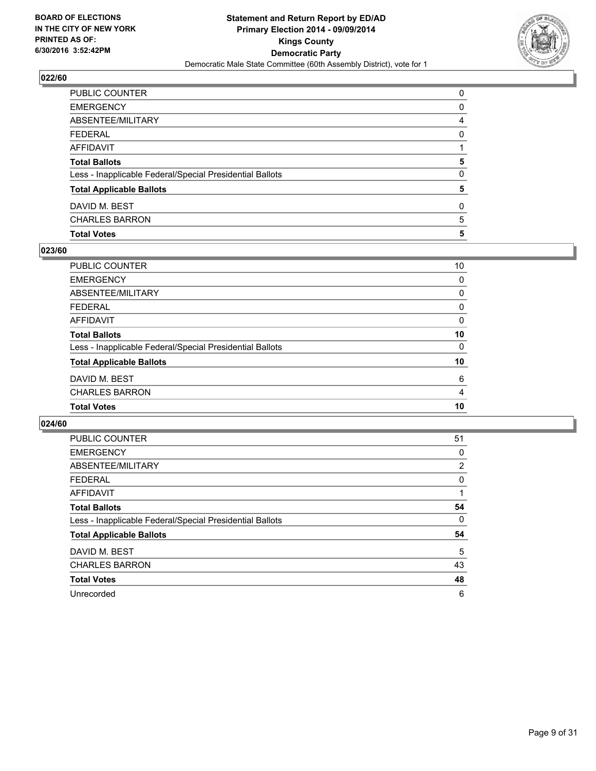**BOARD OF ELECTIONS IN THE CITY OF NEW YORK PRINTED AS OF: 6/30/2016 3:52:42PM**

**Statement and Return Report by ED/AD**
**Primary Election 2014 - 09/09/2014**
**Kings County**
**Democratic Party**
Democratic Male State Committee (60th Assembly District), vote for 1

### 022/60

| | |
|---|---|
| PUBLIC COUNTER | 0 |
| EMERGENCY | 0 |
| ABSENTEE/MILITARY | 4 |
| FEDERAL | 0 |
| AFFIDAVIT | 1 |
| **Total Ballots** | **5** |
| Less - Inapplicable Federal/Special Presidential Ballots | 0 |
| **Total Applicable Ballots** | **5** |
| DAVID M. BEST | 0 |
| CHARLES BARRON | 5 |
| **Total Votes** | **5** |

### 023/60

| | |
|---|---|
| PUBLIC COUNTER | 10 |
| EMERGENCY | 0 |
| ABSENTEE/MILITARY | 0 |
| FEDERAL | 0 |
| AFFIDAVIT | 0 |
| **Total Ballots** | **10** |
| Less - Inapplicable Federal/Special Presidential Ballots | 0 |
| **Total Applicable Ballots** | **10** |
| DAVID M. BEST | 6 |
| CHARLES BARRON | 4 |
| **Total Votes** | **10** |

### 024/60

| | |
|---|---|
| PUBLIC COUNTER | 51 |
| EMERGENCY | 0 |
| ABSENTEE/MILITARY | 2 |
| FEDERAL | 0 |
| AFFIDAVIT | 1 |
| **Total Ballots** | **54** |
| Less - Inapplicable Federal/Special Presidential Ballots | 0 |
| **Total Applicable Ballots** | **54** |
| DAVID M. BEST | 5 |
| CHARLES BARRON | 43 |
| **Total Votes** | **48** |
| Unrecorded | 6 |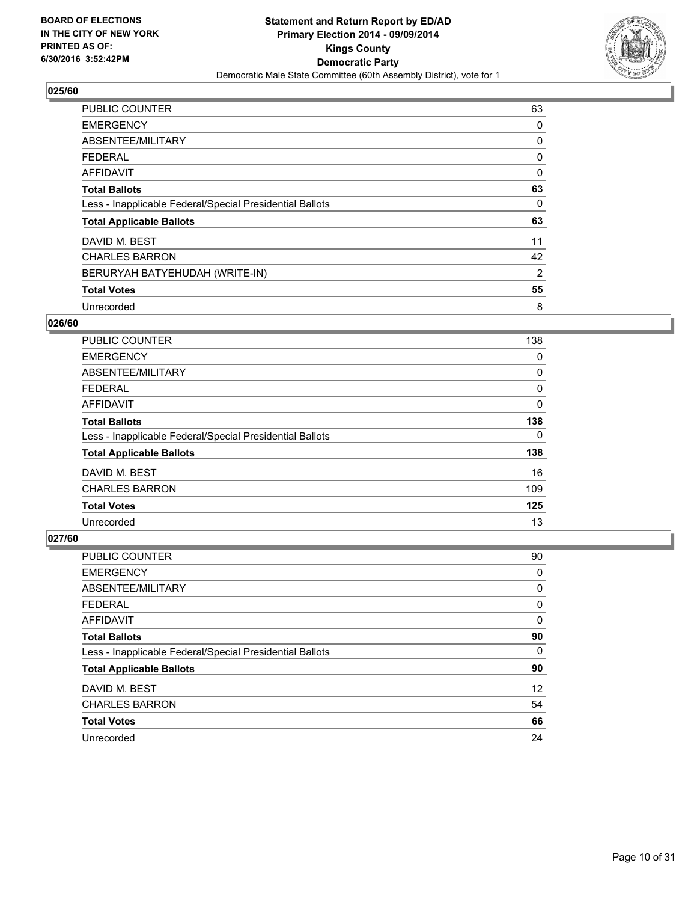**BOARD OF ELECTIONS IN THE CITY OF NEW YORK PRINTED AS OF: 6/30/2016 3:52:42PM**

## Statement and Return Report by ED/AD
## Primary Election 2014 - 09/09/2014
## Kings County
## Democratic Party
### Democratic Male State Committee (60th Assembly District), vote for 1

### 025/60

| | |
|---|---|
| PUBLIC COUNTER | 63 |
| EMERGENCY | 0 |
| ABSENTEE/MILITARY | 0 |
| FEDERAL | 0 |
| AFFIDAVIT | 0 |
| **Total Ballots** | **63** |
| Less - Inapplicable Federal/Special Presidential Ballots | 0 |
| **Total Applicable Ballots** | **63** |
| DAVID M. BEST | 11 |
| CHARLES BARRON | 42 |
| BERURYAH BATYEHUDAH (WRITE-IN) | 2 |
| **Total Votes** | **55** |
| Unrecorded | 8 |

### 026/60

| | |
|---|---|
| PUBLIC COUNTER | 138 |
| EMERGENCY | 0 |
| ABSENTEE/MILITARY | 0 |
| FEDERAL | 0 |
| AFFIDAVIT | 0 |
| **Total Ballots** | **138** |
| Less - Inapplicable Federal/Special Presidential Ballots | 0 |
| **Total Applicable Ballots** | **138** |
| DAVID M. BEST | 16 |
| CHARLES BARRON | 109 |
| **Total Votes** | **125** |
| Unrecorded | 13 |

### 027/60

| | |
|---|---|
| PUBLIC COUNTER | 90 |
| EMERGENCY | 0 |
| ABSENTEE/MILITARY | 0 |
| FEDERAL | 0 |
| AFFIDAVIT | 0 |
| **Total Ballots** | **90** |
| Less - Inapplicable Federal/Special Presidential Ballots | 0 |
| **Total Applicable Ballots** | **90** |
| DAVID M. BEST | 12 |
| CHARLES BARRON | 54 |
| **Total Votes** | **66** |
| Unrecorded | 24 |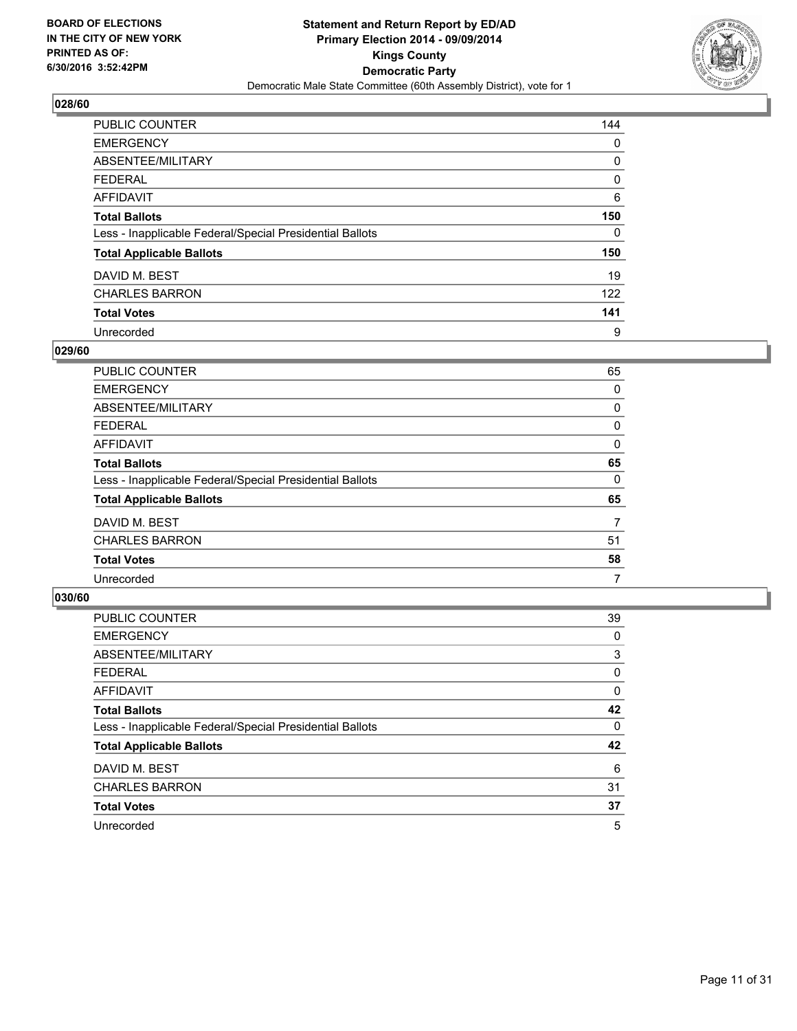**BOARD OF ELECTIONS IN THE CITY OF NEW YORK PRINTED AS OF: 6/30/2016 3:52:42PM**

## Statement and Return Report by ED/AD
## Primary Election 2014 - 09/09/2014
## Kings County
## Democratic Party
Democratic Male State Committee (60th Assembly District), vote for 1

### 028/60

| | |
|---|---|
| PUBLIC COUNTER | 144 |
| EMERGENCY | 0 |
| ABSENTEE/MILITARY | 0 |
| FEDERAL | 0 |
| AFFIDAVIT | 6 |
| **Total Ballots** | **150** |
| Less - Inapplicable Federal/Special Presidential Ballots | 0 |
| **Total Applicable Ballots** | **150** |
| DAVID M. BEST | 19 |
| CHARLES BARRON | 122 |
| **Total Votes** | **141** |
| Unrecorded | 9 |

### 029/60

| | |
|---|---|
| PUBLIC COUNTER | 65 |
| EMERGENCY | 0 |
| ABSENTEE/MILITARY | 0 |
| FEDERAL | 0 |
| AFFIDAVIT | 0 |
| **Total Ballots** | **65** |
| Less - Inapplicable Federal/Special Presidential Ballots | 0 |
| **Total Applicable Ballots** | **65** |
| DAVID M. BEST | 7 |
| CHARLES BARRON | 51 |
| **Total Votes** | **58** |
| Unrecorded | 7 |

### 030/60

| | |
|---|---|
| PUBLIC COUNTER | 39 |
| EMERGENCY | 0 |
| ABSENTEE/MILITARY | 3 |
| FEDERAL | 0 |
| AFFIDAVIT | 0 |
| **Total Ballots** | **42** |
| Less - Inapplicable Federal/Special Presidential Ballots | 0 |
| **Total Applicable Ballots** | **42** |
| DAVID M. BEST | 6 |
| CHARLES BARRON | 31 |
| **Total Votes** | **37** |
| Unrecorded | 5 |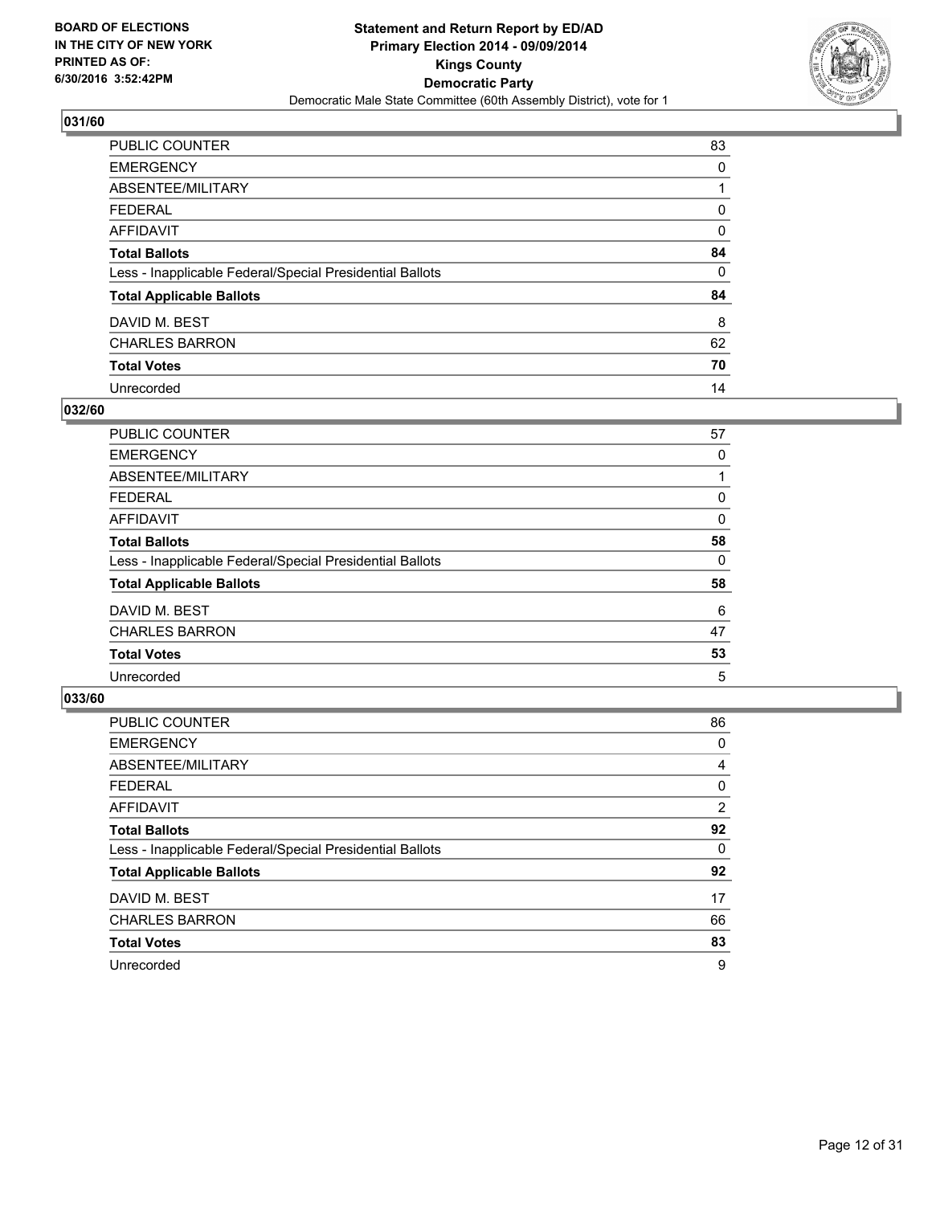**BOARD OF ELECTIONS IN THE CITY OF NEW YORK PRINTED AS OF: 6/30/2016 3:52:42PM**

**Statement and Return Report by ED/AD Primary Election 2014 - 09/09/2014 Kings County Democratic Party**

Democratic Male State Committee (60th Assembly District), vote for 1

### 031/60

| | |
|---|---|
| PUBLIC COUNTER | 83 |
| EMERGENCY | 0 |
| ABSENTEE/MILITARY | 1 |
| FEDERAL | 0 |
| AFFIDAVIT | 0 |
| **Total Ballots** | **84** |
| Less - Inapplicable Federal/Special Presidential Ballots | 0 |
| **Total Applicable Ballots** | **84** |
| DAVID M. BEST | 8 |
| CHARLES BARRON | 62 |
| **Total Votes** | **70** |
| Unrecorded | 14 |

### 032/60

| | |
|---|---|
| PUBLIC COUNTER | 57 |
| EMERGENCY | 0 |
| ABSENTEE/MILITARY | 1 |
| FEDERAL | 0 |
| AFFIDAVIT | 0 |
| **Total Ballots** | **58** |
| Less - Inapplicable Federal/Special Presidential Ballots | 0 |
| **Total Applicable Ballots** | **58** |
| DAVID M. BEST | 6 |
| CHARLES BARRON | 47 |
| **Total Votes** | **53** |
| Unrecorded | 5 |

### 033/60

| | |
|---|---|
| PUBLIC COUNTER | 86 |
| EMERGENCY | 0 |
| ABSENTEE/MILITARY | 4 |
| FEDERAL | 0 |
| AFFIDAVIT | 2 |
| **Total Ballots** | **92** |
| Less - Inapplicable Federal/Special Presidential Ballots | 0 |
| **Total Applicable Ballots** | **92** |
| DAVID M. BEST | 17 |
| CHARLES BARRON | 66 |
| **Total Votes** | **83** |
| Unrecorded | 9 |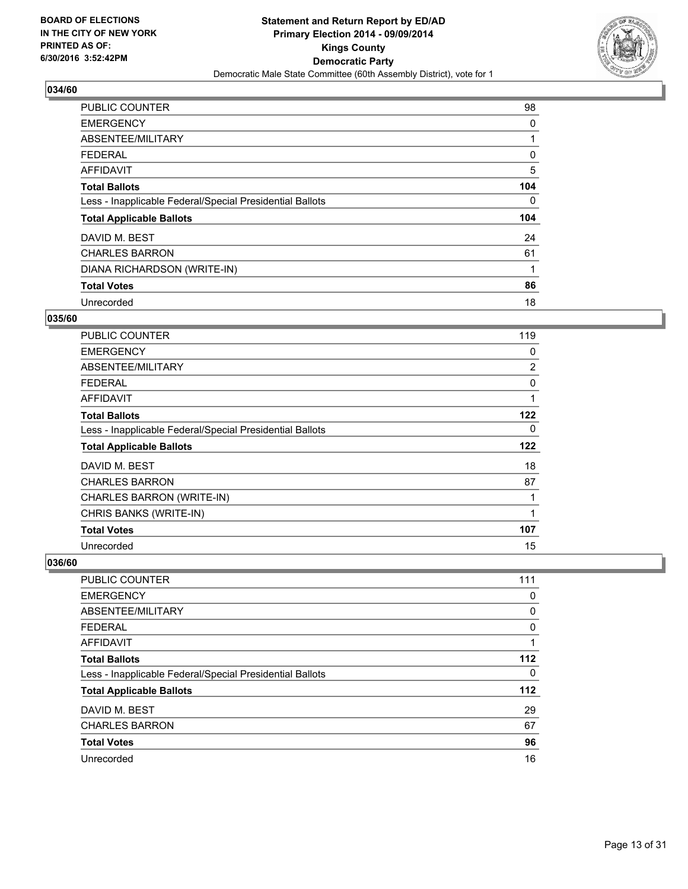**BOARD OF ELECTIONS IN THE CITY OF NEW YORK PRINTED AS OF: 6/30/2016 3:52:42PM**

**Statement and Return Report by ED/AD Primary Election 2014 - 09/09/2014 Kings County Democratic Party**

Democratic Male State Committee (60th Assembly District), vote for 1

### 034/60

| | |
|---|---|
| PUBLIC COUNTER | 98 |
| EMERGENCY | 0 |
| ABSENTEE/MILITARY | 1 |
| FEDERAL | 0 |
| AFFIDAVIT | 5 |
| **Total Ballots** | **104** |
| Less - Inapplicable Federal/Special Presidential Ballots | 0 |
| **Total Applicable Ballots** | **104** |
| DAVID M. BEST | 24 |
| CHARLES BARRON | 61 |
| DIANA RICHARDSON (WRITE-IN) | 1 |
| **Total Votes** | **86** |
| Unrecorded | 18 |

### 035/60

| | |
|---|---|
| PUBLIC COUNTER | 119 |
| EMERGENCY | 0 |
| ABSENTEE/MILITARY | 2 |
| FEDERAL | 0 |
| AFFIDAVIT | 1 |
| **Total Ballots** | **122** |
| Less - Inapplicable Federal/Special Presidential Ballots | 0 |
| **Total Applicable Ballots** | **122** |
| DAVID M. BEST | 18 |
| CHARLES BARRON | 87 |
| CHARLES BARRON (WRITE-IN) | 1 |
| CHRIS BANKS (WRITE-IN) | 1 |
| **Total Votes** | **107** |
| Unrecorded | 15 |

### 036/60

| | |
|---|---|
| PUBLIC COUNTER | 111 |
| EMERGENCY | 0 |
| ABSENTEE/MILITARY | 0 |
| FEDERAL | 0 |
| AFFIDAVIT | 1 |
| **Total Ballots** | **112** |
| Less - Inapplicable Federal/Special Presidential Ballots | 0 |
| **Total Applicable Ballots** | **112** |
| DAVID M. BEST | 29 |
| CHARLES BARRON | 67 |
| **Total Votes** | **96** |
| Unrecorded | 16 |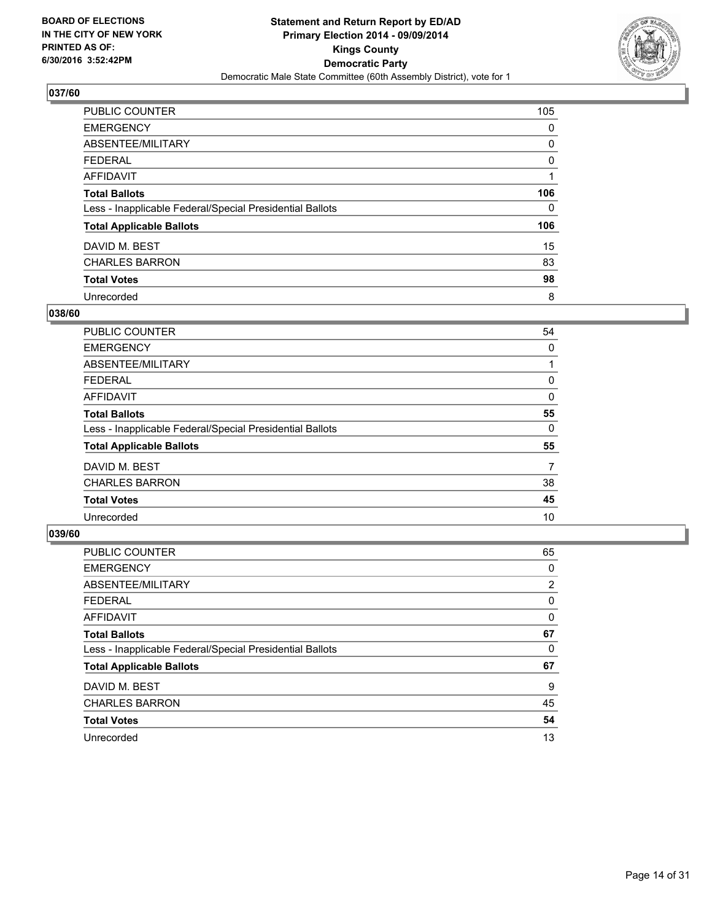**BOARD OF ELECTIONS IN THE CITY OF NEW YORK PRINTED AS OF: 6/30/2016 3:52:42PM**

**Statement and Return Report by ED/AD Primary Election 2014 - 09/09/2014 Kings County Democratic Party**

Democratic Male State Committee (60th Assembly District), vote for 1

## 037/60

| | |
|---|---|
| PUBLIC COUNTER | 105 |
| EMERGENCY | 0 |
| ABSENTEE/MILITARY | 0 |
| FEDERAL | 0 |
| AFFIDAVIT | 1 |
| **Total Ballots** | **106** |
| Less - Inapplicable Federal/Special Presidential Ballots | 0 |
| **Total Applicable Ballots** | **106** |
| DAVID M. BEST | 15 |
| CHARLES BARRON | 83 |
| **Total Votes** | **98** |
| Unrecorded | 8 |

## 038/60

| | |
|---|---|
| PUBLIC COUNTER | 54 |
| EMERGENCY | 0 |
| ABSENTEE/MILITARY | 1 |
| FEDERAL | 0 |
| AFFIDAVIT | 0 |
| **Total Ballots** | **55** |
| Less - Inapplicable Federal/Special Presidential Ballots | 0 |
| **Total Applicable Ballots** | **55** |
| DAVID M. BEST | 7 |
| CHARLES BARRON | 38 |
| **Total Votes** | **45** |
| Unrecorded | 10 |

## 039/60

| | |
|---|---|
| PUBLIC COUNTER | 65 |
| EMERGENCY | 0 |
| ABSENTEE/MILITARY | 2 |
| FEDERAL | 0 |
| AFFIDAVIT | 0 |
| **Total Ballots** | **67** |
| Less - Inapplicable Federal/Special Presidential Ballots | 0 |
| **Total Applicable Ballots** | **67** |
| DAVID M. BEST | 9 |
| CHARLES BARRON | 45 |
| **Total Votes** | **54** |
| Unrecorded | 13 |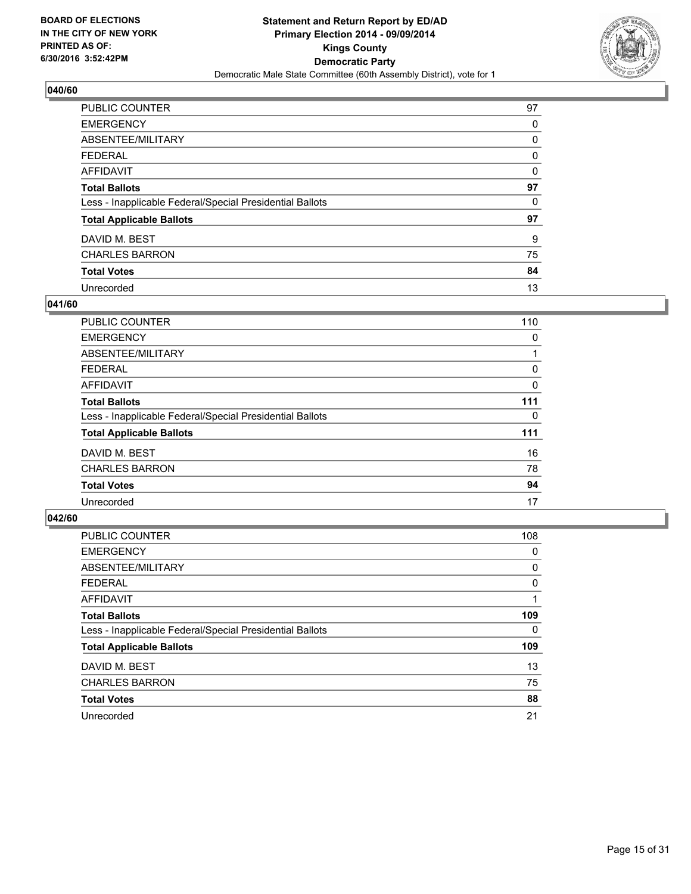**BOARD OF ELECTIONS IN THE CITY OF NEW YORK PRINTED AS OF: 6/30/2016 3:52:42PM**

**Statement and Return Report by ED/AD Primary Election 2014 - 09/09/2014 Kings County Democratic Party**

Democratic Male State Committee (60th Assembly District), vote for 1

### 040/60

| | |
|---|---|
| PUBLIC COUNTER | 97 |
| EMERGENCY | 0 |
| ABSENTEE/MILITARY | 0 |
| FEDERAL | 0 |
| AFFIDAVIT | 0 |
| **Total Ballots** | **97** |
| Less - Inapplicable Federal/Special Presidential Ballots | 0 |
| **Total Applicable Ballots** | **97** |
| DAVID M. BEST | 9 |
| CHARLES BARRON | 75 |
| **Total Votes** | **84** |
| Unrecorded | 13 |

### 041/60

| | |
|---|---|
| PUBLIC COUNTER | 110 |
| EMERGENCY | 0 |
| ABSENTEE/MILITARY | 1 |
| FEDERAL | 0 |
| AFFIDAVIT | 0 |
| **Total Ballots** | **111** |
| Less - Inapplicable Federal/Special Presidential Ballots | 0 |
| **Total Applicable Ballots** | **111** |
| DAVID M. BEST | 16 |
| CHARLES BARRON | 78 |
| **Total Votes** | **94** |
| Unrecorded | 17 |

### 042/60

| | |
|---|---|
| PUBLIC COUNTER | 108 |
| EMERGENCY | 0 |
| ABSENTEE/MILITARY | 0 |
| FEDERAL | 0 |
| AFFIDAVIT | 1 |
| **Total Ballots** | **109** |
| Less - Inapplicable Federal/Special Presidential Ballots | 0 |
| **Total Applicable Ballots** | **109** |
| DAVID M. BEST | 13 |
| CHARLES BARRON | 75 |
| **Total Votes** | **88** |
| Unrecorded | 21 |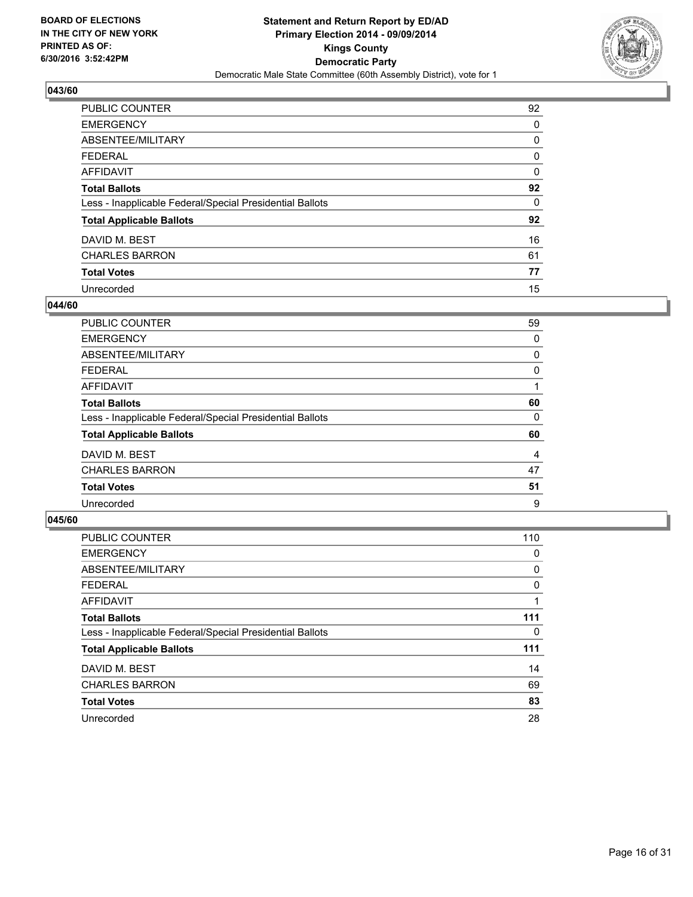**BOARD OF ELECTIONS IN THE CITY OF NEW YORK PRINTED AS OF: 6/30/2016 3:52:42PM**

# Statement and Return Report by ED/AD
## Primary Election 2014 - 09/09/2014
## Kings County
## Democratic Party
### Democratic Male State Committee (60th Assembly District), vote for 1

### 043/60

| | |
|---|---|
| PUBLIC COUNTER | 92 |
| EMERGENCY | 0 |
| ABSENTEE/MILITARY | 0 |
| FEDERAL | 0 |
| AFFIDAVIT | 0 |
| **Total Ballots** | **92** |
| Less - Inapplicable Federal/Special Presidential Ballots | 0 |
| **Total Applicable Ballots** | **92** |
| DAVID M. BEST | 16 |
| CHARLES BARRON | 61 |
| **Total Votes** | **77** |
| Unrecorded | 15 |

### 044/60

| | |
|---|---|
| PUBLIC COUNTER | 59 |
| EMERGENCY | 0 |
| ABSENTEE/MILITARY | 0 |
| FEDERAL | 0 |
| AFFIDAVIT | 1 |
| **Total Ballots** | **60** |
| Less - Inapplicable Federal/Special Presidential Ballots | 0 |
| **Total Applicable Ballots** | **60** |
| DAVID M. BEST | 4 |
| CHARLES BARRON | 47 |
| **Total Votes** | **51** |
| Unrecorded | 9 |

### 045/60

| | |
|---|---|
| PUBLIC COUNTER | 110 |
| EMERGENCY | 0 |
| ABSENTEE/MILITARY | 0 |
| FEDERAL | 0 |
| AFFIDAVIT | 1 |
| **Total Ballots** | **111** |
| Less - Inapplicable Federal/Special Presidential Ballots | 0 |
| **Total Applicable Ballots** | **111** |
| DAVID M. BEST | 14 |
| CHARLES BARRON | 69 |
| **Total Votes** | **83** |
| Unrecorded | 28 |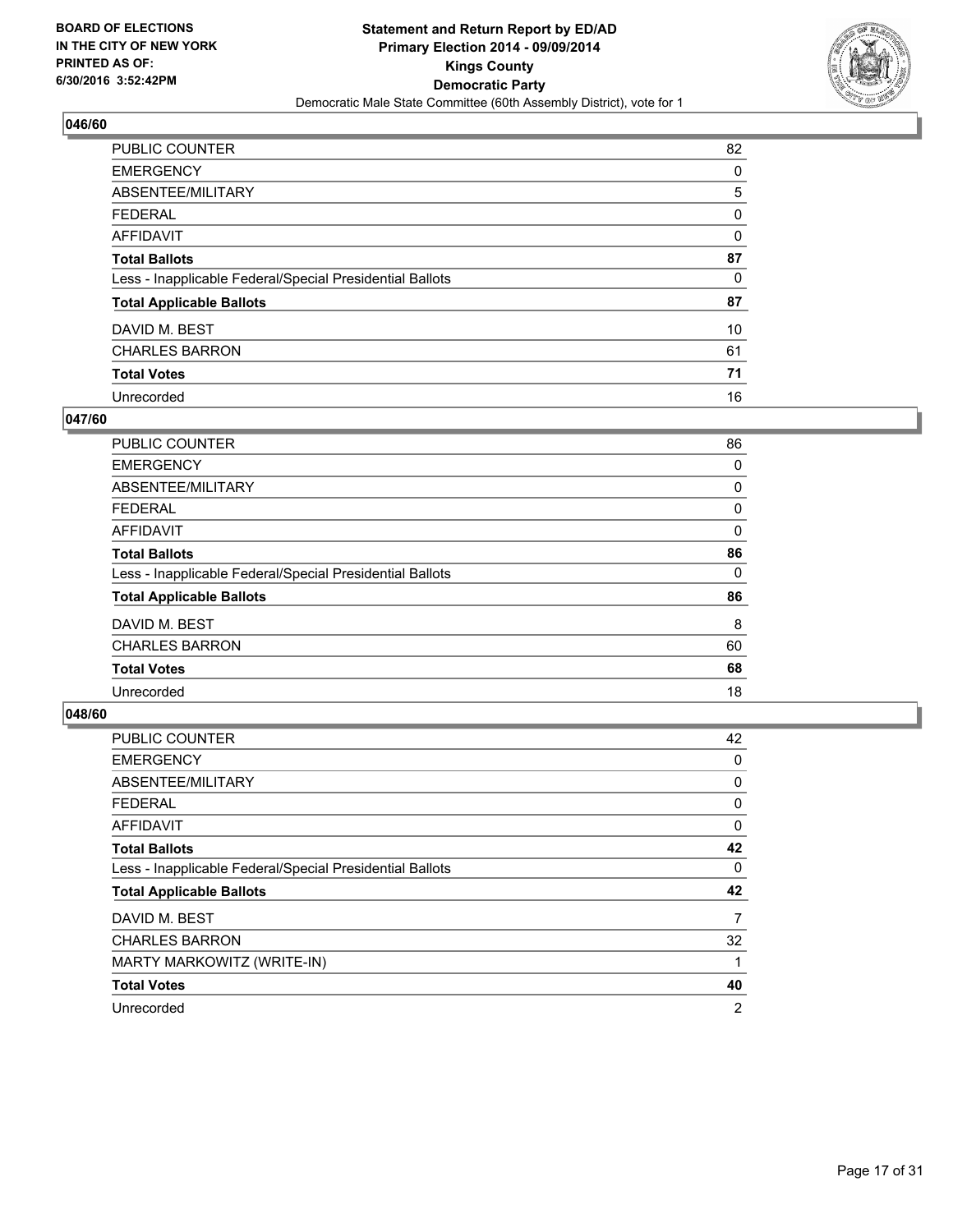**BOARD OF ELECTIONS IN THE CITY OF NEW YORK PRINTED AS OF: 6/30/2016 3:52:42PM**

**Statement and Return Report by ED/AD Primary Election 2014 - 09/09/2014 Kings County Democratic Party**

Democratic Male State Committee (60th Assembly District), vote for 1

## 046/60

| | |
|---|---|
| PUBLIC COUNTER | 82 |
| EMERGENCY | 0 |
| ABSENTEE/MILITARY | 5 |
| FEDERAL | 0 |
| AFFIDAVIT | 0 |
| **Total Ballots** | **87** |
| Less - Inapplicable Federal/Special Presidential Ballots | 0 |
| **Total Applicable Ballots** | **87** |
| DAVID M. BEST | 10 |
| CHARLES BARRON | 61 |
| **Total Votes** | **71** |
| Unrecorded | 16 |

## 047/60

| | |
|---|---|
| PUBLIC COUNTER | 86 |
| EMERGENCY | 0 |
| ABSENTEE/MILITARY | 0 |
| FEDERAL | 0 |
| AFFIDAVIT | 0 |
| **Total Ballots** | **86** |
| Less - Inapplicable Federal/Special Presidential Ballots | 0 |
| **Total Applicable Ballots** | **86** |
| DAVID M. BEST | 8 |
| CHARLES BARRON | 60 |
| **Total Votes** | **68** |
| Unrecorded | 18 |

## 048/60

| | |
|---|---|
| PUBLIC COUNTER | 42 |
| EMERGENCY | 0 |
| ABSENTEE/MILITARY | 0 |
| FEDERAL | 0 |
| AFFIDAVIT | 0 |
| **Total Ballots** | **42** |
| Less - Inapplicable Federal/Special Presidential Ballots | 0 |
| **Total Applicable Ballots** | **42** |
| DAVID M. BEST | 7 |
| CHARLES BARRON | 32 |
| MARTY MARKOWITZ (WRITE-IN) | 1 |
| **Total Votes** | **40** |
| Unrecorded | 2 |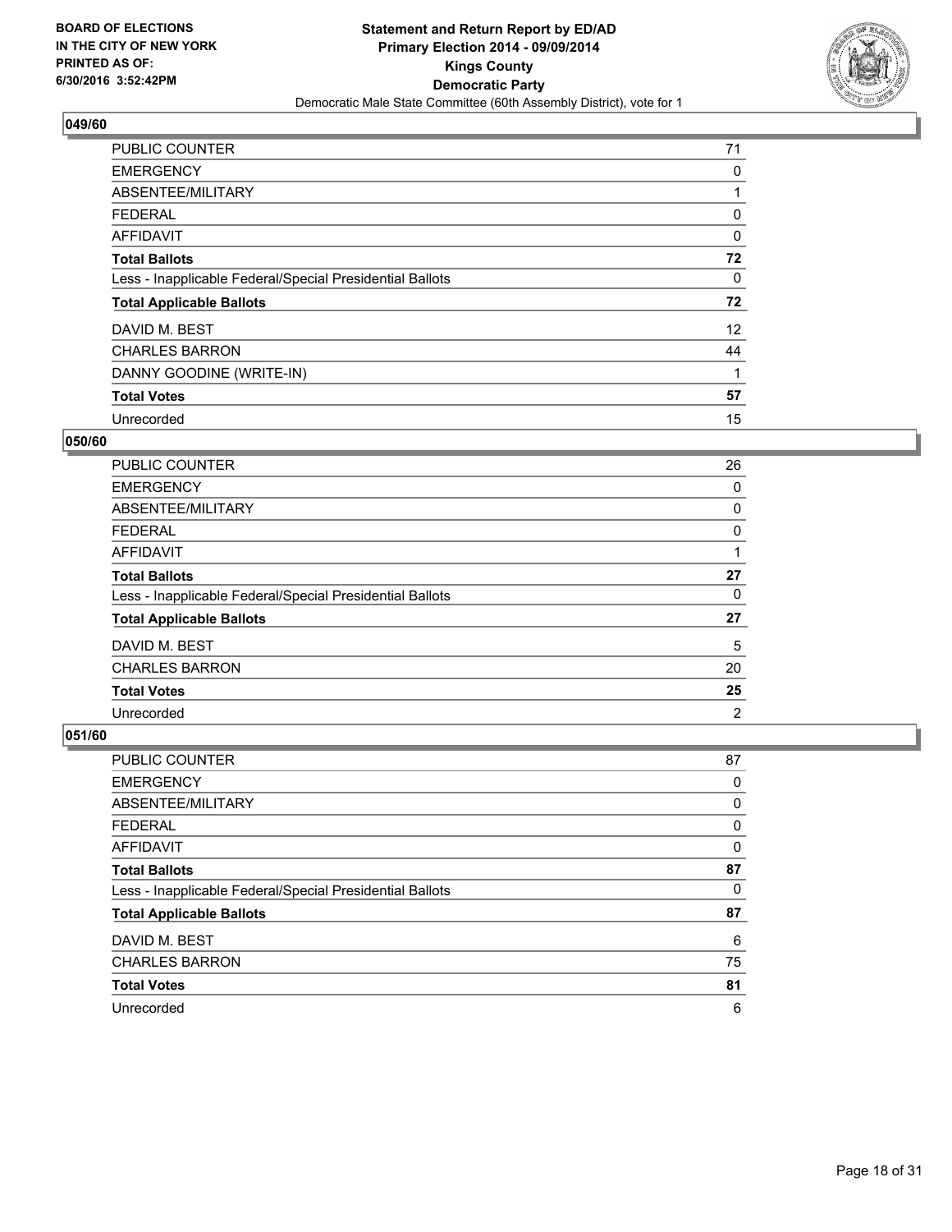**Statement and Return Report by ED/AD**
**Primary Election 2014 - 09/09/2014**
**Kings County**
**Democratic Party**
Democratic Male State Committee (60th Assembly District), vote for 1

BOARD OF ELECTIONS IN THE CITY OF NEW YORK PRINTED AS OF: 6/30/2016 3:52:42PM

## 049/60

| | |
|---|---|
| PUBLIC COUNTER | 71 |
| EMERGENCY | 0 |
| ABSENTEE/MILITARY | 1 |
| FEDERAL | 0 |
| AFFIDAVIT | 0 |
| **Total Ballots** | **72** |
| Less - Inapplicable Federal/Special Presidential Ballots | 0 |
| **Total Applicable Ballots** | **72** |
| DAVID M. BEST | 12 |
| CHARLES BARRON | 44 |
| DANNY GOODINE (WRITE-IN) | 1 |
| **Total Votes** | **57** |
| Unrecorded | 15 |

## 050/60

| | |
|---|---|
| PUBLIC COUNTER | 26 |
| EMERGENCY | 0 |
| ABSENTEE/MILITARY | 0 |
| FEDERAL | 0 |
| AFFIDAVIT | 1 |
| **Total Ballots** | **27** |
| Less - Inapplicable Federal/Special Presidential Ballots | 0 |
| **Total Applicable Ballots** | **27** |
| DAVID M. BEST | 5 |
| CHARLES BARRON | 20 |
| **Total Votes** | **25** |
| Unrecorded | 2 |

## 051/60

| | |
|---|---|
| PUBLIC COUNTER | 87 |
| EMERGENCY | 0 |
| ABSENTEE/MILITARY | 0 |
| FEDERAL | 0 |
| AFFIDAVIT | 0 |
| **Total Ballots** | **87** |
| Less - Inapplicable Federal/Special Presidential Ballots | 0 |
| **Total Applicable Ballots** | **87** |
| DAVID M. BEST | 6 |
| CHARLES BARRON | 75 |
| **Total Votes** | **81** |
| Unrecorded | 6 |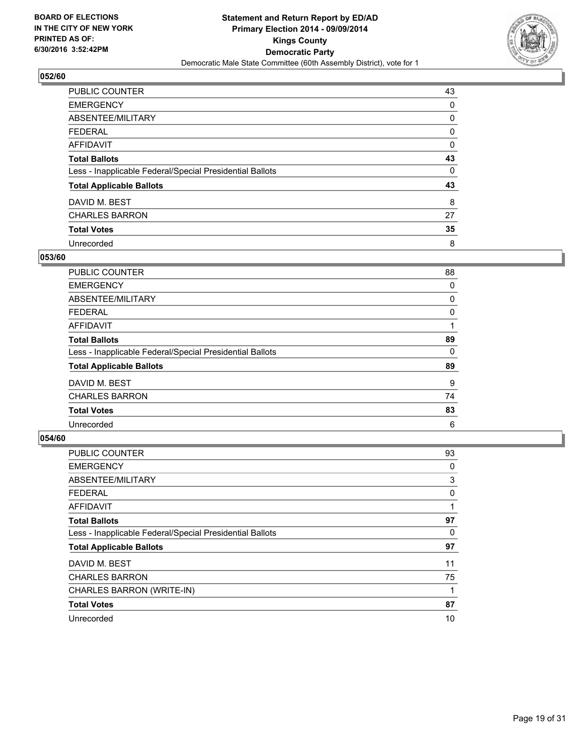**BOARD OF ELECTIONS IN THE CITY OF NEW YORK PRINTED AS OF: 6/30/2016 3:52:42PM**

**Statement and Return Report by ED/AD Primary Election 2014 - 09/09/2014 Kings County Democratic Party**

Democratic Male State Committee (60th Assembly District), vote for 1

### 052/60

| | |
|---|---|
| PUBLIC COUNTER | 43 |
| EMERGENCY | 0 |
| ABSENTEE/MILITARY | 0 |
| FEDERAL | 0 |
| AFFIDAVIT | 0 |
| **Total Ballots** | **43** |
| Less - Inapplicable Federal/Special Presidential Ballots | 0 |
| **Total Applicable Ballots** | **43** |
| DAVID M. BEST | 8 |
| CHARLES BARRON | 27 |
| **Total Votes** | **35** |
| Unrecorded | 8 |

### 053/60

| | |
|---|---|
| PUBLIC COUNTER | 88 |
| EMERGENCY | 0 |
| ABSENTEE/MILITARY | 0 |
| FEDERAL | 0 |
| AFFIDAVIT | 1 |
| **Total Ballots** | **89** |
| Less - Inapplicable Federal/Special Presidential Ballots | 0 |
| **Total Applicable Ballots** | **89** |
| DAVID M. BEST | 9 |
| CHARLES BARRON | 74 |
| **Total Votes** | **83** |
| Unrecorded | 6 |

### 054/60

| | |
|---|---|
| PUBLIC COUNTER | 93 |
| EMERGENCY | 0 |
| ABSENTEE/MILITARY | 3 |
| FEDERAL | 0 |
| AFFIDAVIT | 1 |
| **Total Ballots** | **97** |
| Less - Inapplicable Federal/Special Presidential Ballots | 0 |
| **Total Applicable Ballots** | **97** |
| DAVID M. BEST | 11 |
| CHARLES BARRON | 75 |
| CHARLES BARRON (WRITE-IN) | 1 |
| **Total Votes** | **87** |
| Unrecorded | 10 |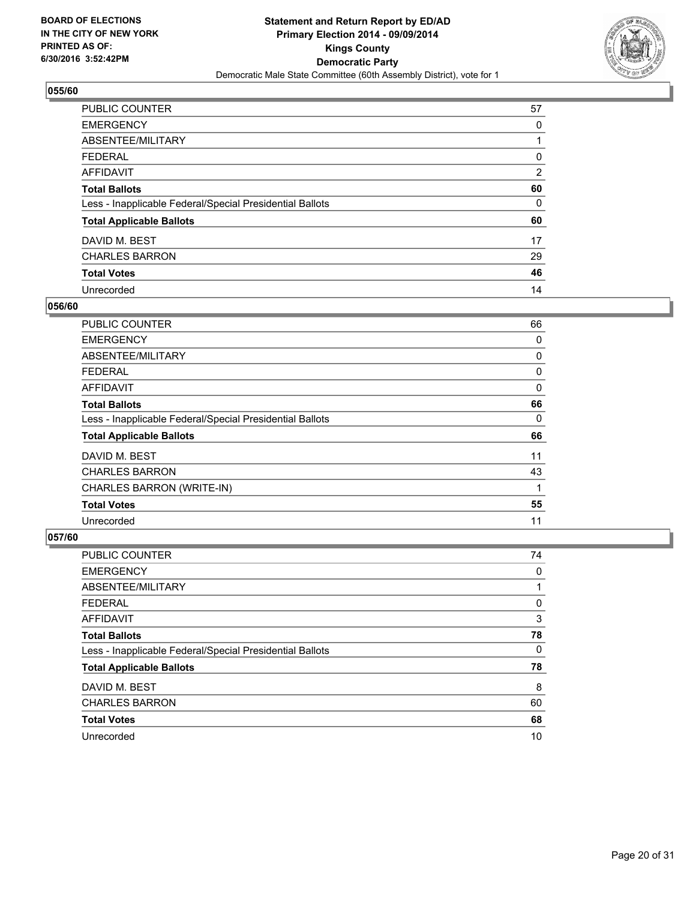BOARD OF ELECTIONS
IN THE CITY OF NEW YORK
PRINTED AS OF:
6/30/2016 3:52:42PM

**Statement and Return Report by ED/AD**
**Primary Election 2014 - 09/09/2014**
**Kings County**
**Democratic Party**
Democratic Male State Committee (60th Assembly District), vote for 1

### 055/60

| | |
|---|---|
| PUBLIC COUNTER | 57 |
| EMERGENCY | 0 |
| ABSENTEE/MILITARY | 1 |
| FEDERAL | 0 |
| AFFIDAVIT | 2 |
| **Total Ballots** | **60** |
| Less - Inapplicable Federal/Special Presidential Ballots | 0 |
| **Total Applicable Ballots** | **60** |
| DAVID M. BEST | 17 |
| CHARLES BARRON | 29 |
| **Total Votes** | **46** |
| Unrecorded | 14 |

### 056/60

| | |
|---|---|
| PUBLIC COUNTER | 66 |
| EMERGENCY | 0 |
| ABSENTEE/MILITARY | 0 |
| FEDERAL | 0 |
| AFFIDAVIT | 0 |
| **Total Ballots** | **66** |
| Less - Inapplicable Federal/Special Presidential Ballots | 0 |
| **Total Applicable Ballots** | **66** |
| DAVID M. BEST | 11 |
| CHARLES BARRON | 43 |
| CHARLES BARRON (WRITE-IN) | 1 |
| **Total Votes** | **55** |
| Unrecorded | 11 |

### 057/60

| | |
|---|---|
| PUBLIC COUNTER | 74 |
| EMERGENCY | 0 |
| ABSENTEE/MILITARY | 1 |
| FEDERAL | 0 |
| AFFIDAVIT | 3 |
| **Total Ballots** | **78** |
| Less - Inapplicable Federal/Special Presidential Ballots | 0 |
| **Total Applicable Ballots** | **78** |
| DAVID M. BEST | 8 |
| CHARLES BARRON | 60 |
| **Total Votes** | **68** |
| Unrecorded | 10 |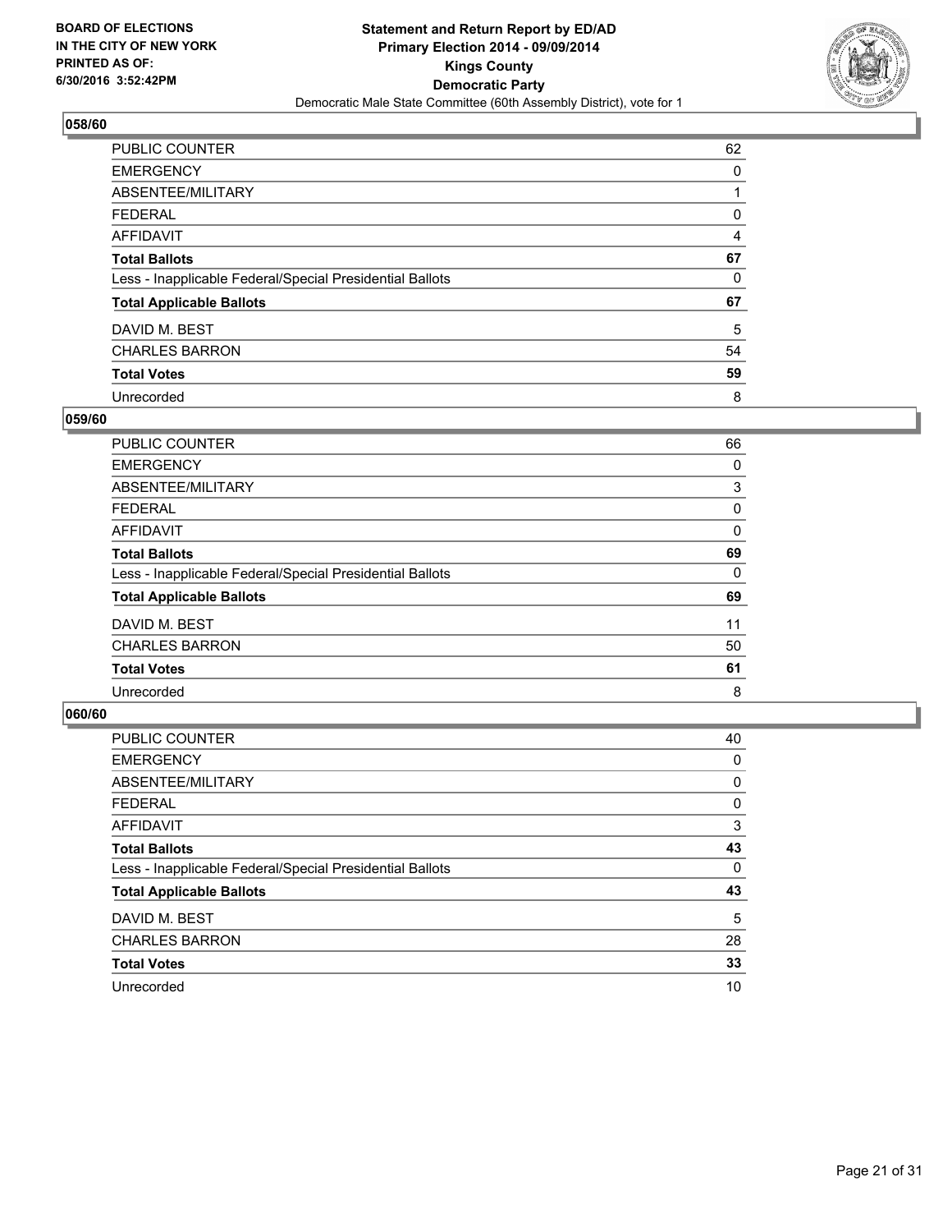**BOARD OF ELECTIONS IN THE CITY OF NEW YORK PRINTED AS OF: 6/30/2016 3:52:42PM**

**Statement and Return Report by ED/AD**
**Primary Election 2014 - 09/09/2014**
**Kings County**
**Democratic Party**
Democratic Male State Committee (60th Assembly District), vote for 1

### 058/60

| | |
|---|---|
| PUBLIC COUNTER | 62 |
| EMERGENCY | 0 |
| ABSENTEE/MILITARY | 1 |
| FEDERAL | 0 |
| AFFIDAVIT | 4 |
| **Total Ballots** | **67** |
| Less - Inapplicable Federal/Special Presidential Ballots | 0 |
| **Total Applicable Ballots** | **67** |
| DAVID M. BEST | 5 |
| CHARLES BARRON | 54 |
| **Total Votes** | **59** |
| Unrecorded | 8 |

### 059/60

| | |
|---|---|
| PUBLIC COUNTER | 66 |
| EMERGENCY | 0 |
| ABSENTEE/MILITARY | 3 |
| FEDERAL | 0 |
| AFFIDAVIT | 0 |
| **Total Ballots** | **69** |
| Less - Inapplicable Federal/Special Presidential Ballots | 0 |
| **Total Applicable Ballots** | **69** |
| DAVID M. BEST | 11 |
| CHARLES BARRON | 50 |
| **Total Votes** | **61** |
| Unrecorded | 8 |

### 060/60

| | |
|---|---|
| PUBLIC COUNTER | 40 |
| EMERGENCY | 0 |
| ABSENTEE/MILITARY | 0 |
| FEDERAL | 0 |
| AFFIDAVIT | 3 |
| **Total Ballots** | **43** |
| Less - Inapplicable Federal/Special Presidential Ballots | 0 |
| **Total Applicable Ballots** | **43** |
| DAVID M. BEST | 5 |
| CHARLES BARRON | 28 |
| **Total Votes** | **33** |
| Unrecorded | 10 |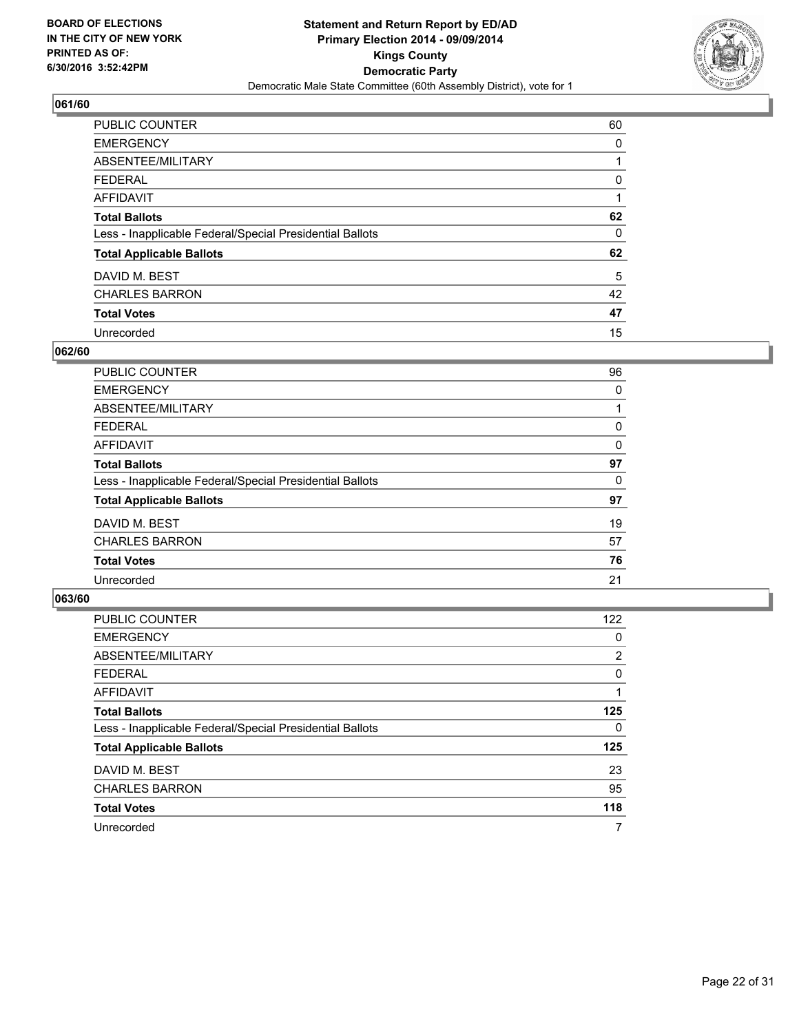**BOARD OF ELECTIONS IN THE CITY OF NEW YORK PRINTED AS OF: 6/30/2016 3:52:42PM**

# Statement and Return Report by ED/AD
## Primary Election 2014 - 09/09/2014
## Kings County
## Democratic Party
### Democratic Male State Committee (60th Assembly District), vote for 1

### 061/60

| | |
|---|---|
| PUBLIC COUNTER | 60 |
| EMERGENCY | 0 |
| ABSENTEE/MILITARY | 1 |
| FEDERAL | 0 |
| AFFIDAVIT | 1 |
| **Total Ballots** | **62** |
| Less - Inapplicable Federal/Special Presidential Ballots | 0 |
| **Total Applicable Ballots** | **62** |
| DAVID M. BEST | 5 |
| CHARLES BARRON | 42 |
| **Total Votes** | **47** |
| Unrecorded | 15 |

### 062/60

| | |
|---|---|
| PUBLIC COUNTER | 96 |
| EMERGENCY | 0 |
| ABSENTEE/MILITARY | 1 |
| FEDERAL | 0 |
| AFFIDAVIT | 0 |
| **Total Ballots** | **97** |
| Less - Inapplicable Federal/Special Presidential Ballots | 0 |
| **Total Applicable Ballots** | **97** |
| DAVID M. BEST | 19 |
| CHARLES BARRON | 57 |
| **Total Votes** | **76** |
| Unrecorded | 21 |

### 063/60

| | |
|---|---|
| PUBLIC COUNTER | 122 |
| EMERGENCY | 0 |
| ABSENTEE/MILITARY | 2 |
| FEDERAL | 0 |
| AFFIDAVIT | 1 |
| **Total Ballots** | **125** |
| Less - Inapplicable Federal/Special Presidential Ballots | 0 |
| **Total Applicable Ballots** | **125** |
| DAVID M. BEST | 23 |
| CHARLES BARRON | 95 |
| **Total Votes** | **118** |
| Unrecorded | 7 |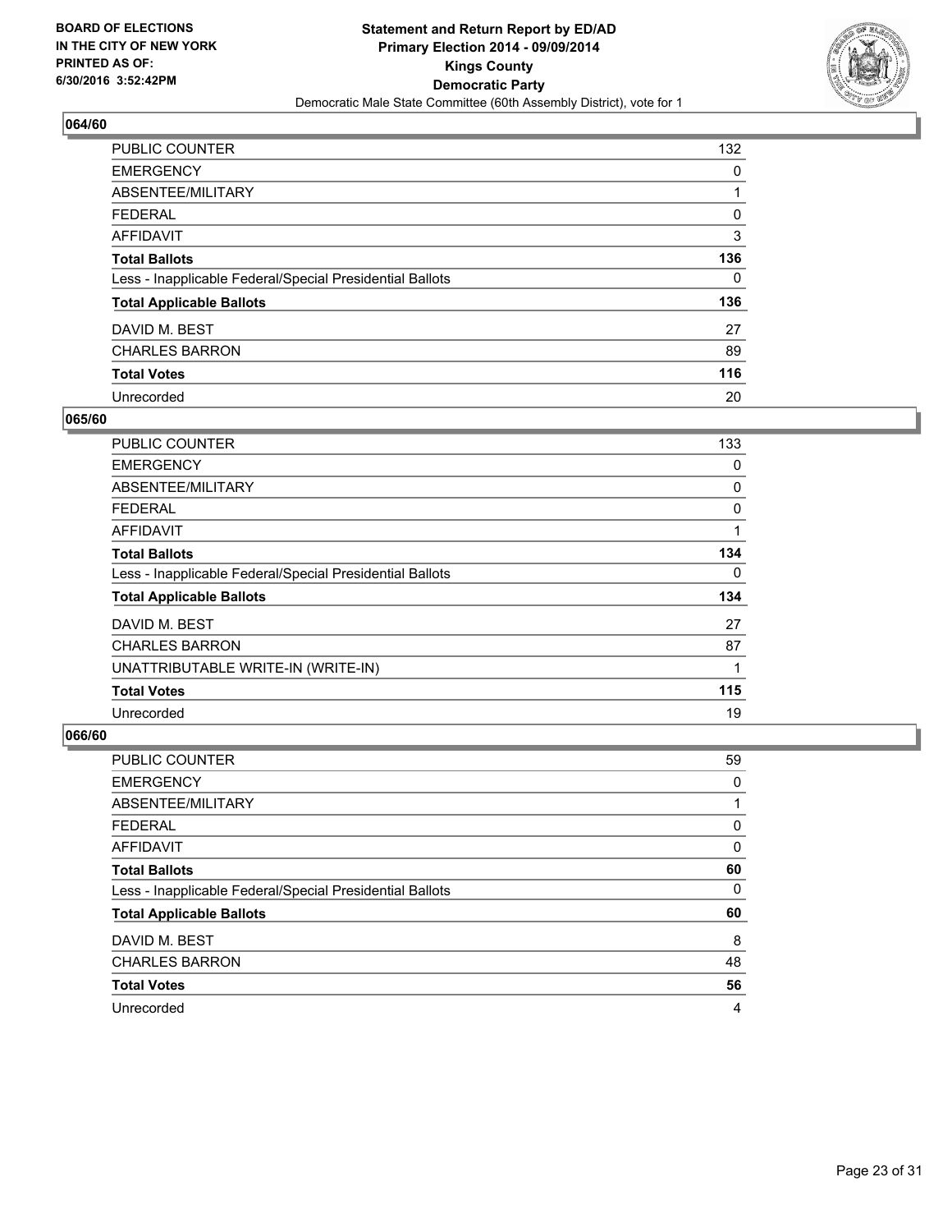BOARD OF ELECTIONS
IN THE CITY OF NEW YORK
PRINTED AS OF:
6/30/2016 3:52:42PM

**Statement and Return Report by ED/AD**
**Primary Election 2014 - 09/09/2014**
**Kings County**
**Democratic Party**
Democratic Male State Committee (60th Assembly District), vote for 1

### 064/60

| | |
|---|---|
| PUBLIC COUNTER | 132 |
| EMERGENCY | 0 |
| ABSENTEE/MILITARY | 1 |
| FEDERAL | 0 |
| AFFIDAVIT | 3 |
| **Total Ballots** | **136** |
| Less - Inapplicable Federal/Special Presidential Ballots | 0 |
| **Total Applicable Ballots** | **136** |
| DAVID M. BEST | 27 |
| CHARLES BARRON | 89 |
| **Total Votes** | **116** |
| Unrecorded | 20 |

### 065/60

| | |
|---|---|
| PUBLIC COUNTER | 133 |
| EMERGENCY | 0 |
| ABSENTEE/MILITARY | 0 |
| FEDERAL | 0 |
| AFFIDAVIT | 1 |
| **Total Ballots** | **134** |
| Less - Inapplicable Federal/Special Presidential Ballots | 0 |
| **Total Applicable Ballots** | **134** |
| DAVID M. BEST | 27 |
| CHARLES BARRON | 87 |
| UNATTRIBUTABLE WRITE-IN (WRITE-IN) | 1 |
| **Total Votes** | **115** |
| Unrecorded | 19 |

### 066/60

| | |
|---|---|
| PUBLIC COUNTER | 59 |
| EMERGENCY | 0 |
| ABSENTEE/MILITARY | 1 |
| FEDERAL | 0 |
| AFFIDAVIT | 0 |
| **Total Ballots** | **60** |
| Less - Inapplicable Federal/Special Presidential Ballots | 0 |
| **Total Applicable Ballots** | **60** |
| DAVID M. BEST | 8 |
| CHARLES BARRON | 48 |
| **Total Votes** | **56** |
| Unrecorded | 4 |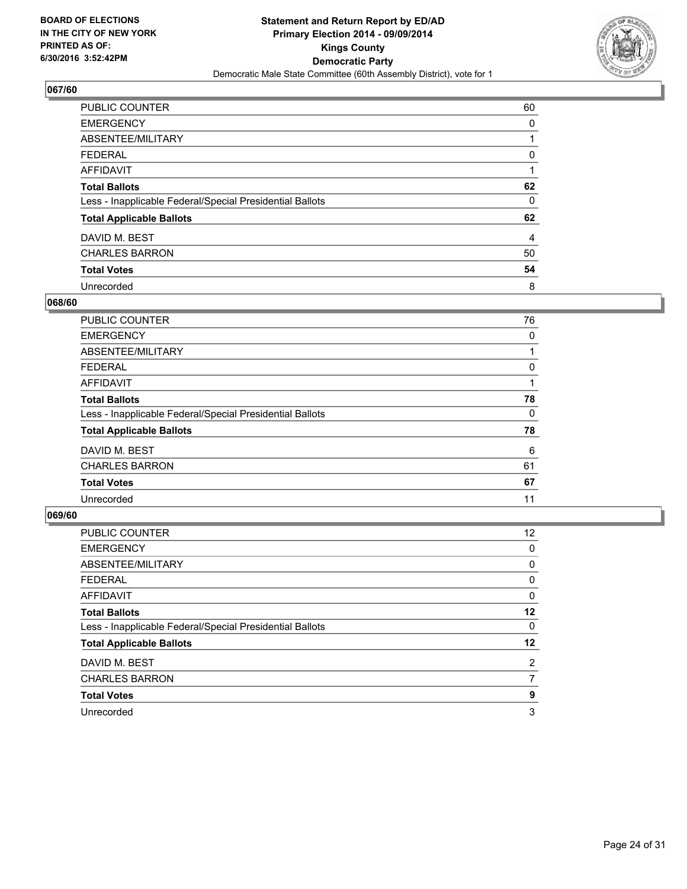BOARD OF ELECTIONS
IN THE CITY OF NEW YORK
PRINTED AS OF:
6/30/2016 3:52:42PM

**Statement and Return Report by ED/AD**
**Primary Election 2014 - 09/09/2014**
**Kings County**
**Democratic Party**
Democratic Male State Committee (60th Assembly District), vote for 1

### 067/60

| | |
|---|---|
| PUBLIC COUNTER | 60 |
| EMERGENCY | 0 |
| ABSENTEE/MILITARY | 1 |
| FEDERAL | 0 |
| AFFIDAVIT | 1 |
| **Total Ballots** | **62** |
| Less - Inapplicable Federal/Special Presidential Ballots | 0 |
| **Total Applicable Ballots** | **62** |
| DAVID M. BEST | 4 |
| CHARLES BARRON | 50 |
| **Total Votes** | **54** |
| Unrecorded | 8 |

### 068/60

| | |
|---|---|
| PUBLIC COUNTER | 76 |
| EMERGENCY | 0 |
| ABSENTEE/MILITARY | 1 |
| FEDERAL | 0 |
| AFFIDAVIT | 1 |
| **Total Ballots** | **78** |
| Less - Inapplicable Federal/Special Presidential Ballots | 0 |
| **Total Applicable Ballots** | **78** |
| DAVID M. BEST | 6 |
| CHARLES BARRON | 61 |
| **Total Votes** | **67** |
| Unrecorded | 11 |

### 069/60

| | |
|---|---|
| PUBLIC COUNTER | 12 |
| EMERGENCY | 0 |
| ABSENTEE/MILITARY | 0 |
| FEDERAL | 0 |
| AFFIDAVIT | 0 |
| **Total Ballots** | **12** |
| Less - Inapplicable Federal/Special Presidential Ballots | 0 |
| **Total Applicable Ballots** | **12** |
| DAVID M. BEST | 2 |
| CHARLES BARRON | 7 |
| **Total Votes** | **9** |
| Unrecorded | 3 |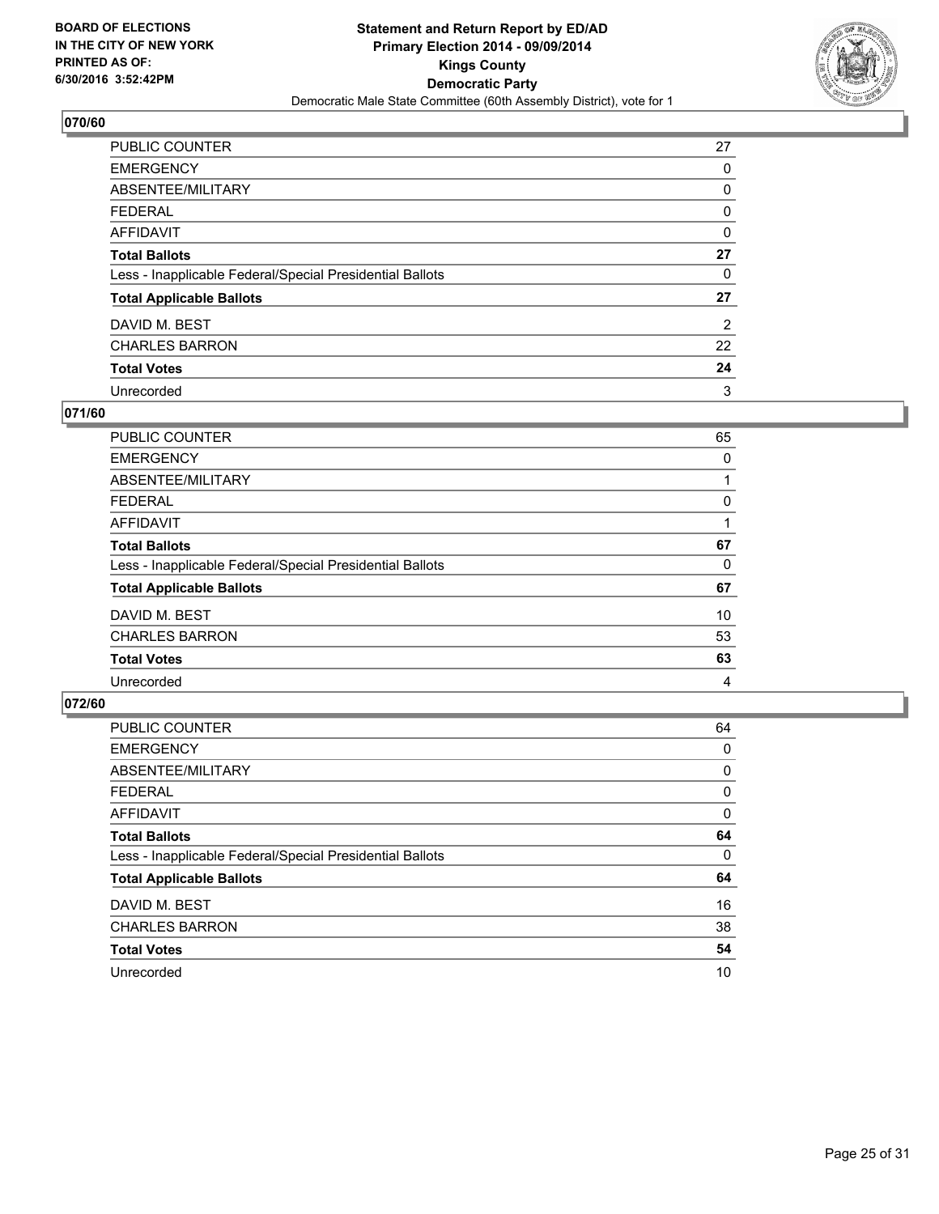**BOARD OF ELECTIONS IN THE CITY OF NEW YORK PRINTED AS OF: 6/30/2016 3:52:42PM**

**Statement and Return Report by ED/AD Primary Election 2014 - 09/09/2014 Kings County Democratic Party**

Democratic Male State Committee (60th Assembly District), vote for 1

### 070/60

| | |
|---|---|
| PUBLIC COUNTER | 27 |
| EMERGENCY | 0 |
| ABSENTEE/MILITARY | 0 |
| FEDERAL | 0 |
| AFFIDAVIT | 0 |
| **Total Ballots** | **27** |
| Less - Inapplicable Federal/Special Presidential Ballots | 0 |
| **Total Applicable Ballots** | **27** |
| DAVID M. BEST | 2 |
| CHARLES BARRON | 22 |
| **Total Votes** | **24** |
| Unrecorded | 3 |

### 071/60

| | |
|---|---|
| PUBLIC COUNTER | 65 |
| EMERGENCY | 0 |
| ABSENTEE/MILITARY | 1 |
| FEDERAL | 0 |
| AFFIDAVIT | 1 |
| **Total Ballots** | **67** |
| Less - Inapplicable Federal/Special Presidential Ballots | 0 |
| **Total Applicable Ballots** | **67** |
| DAVID M. BEST | 10 |
| CHARLES BARRON | 53 |
| **Total Votes** | **63** |
| Unrecorded | 4 |

### 072/60

| | |
|---|---|
| PUBLIC COUNTER | 64 |
| EMERGENCY | 0 |
| ABSENTEE/MILITARY | 0 |
| FEDERAL | 0 |
| AFFIDAVIT | 0 |
| **Total Ballots** | **64** |
| Less - Inapplicable Federal/Special Presidential Ballots | 0 |
| **Total Applicable Ballots** | **64** |
| DAVID M. BEST | 16 |
| CHARLES BARRON | 38 |
| **Total Votes** | **54** |
| Unrecorded | 10 |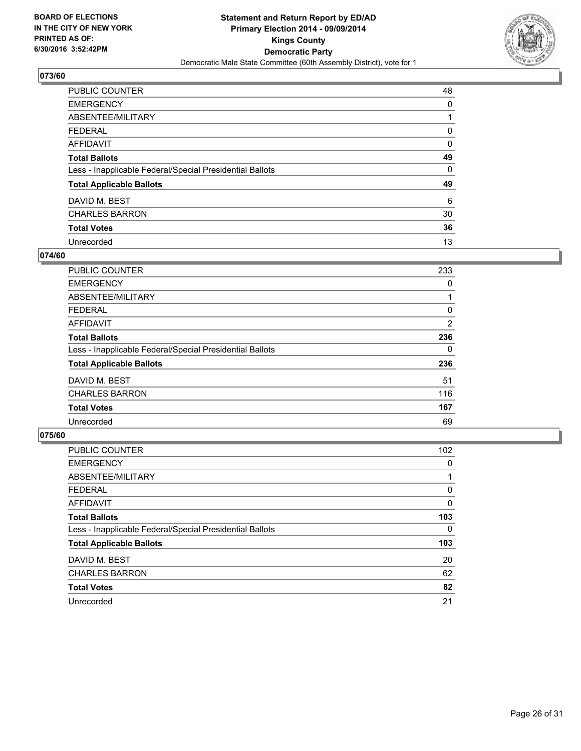BOARD OF ELECTIONS
IN THE CITY OF NEW YORK
PRINTED AS OF:
6/30/2016 3:52:42PM

**Statement and Return Report by ED/AD**
**Primary Election 2014 - 09/09/2014**
**Kings County**
**Democratic Party**
Democratic Male State Committee (60th Assembly District), vote for 1

## 073/60

| | |
|---|---|
| PUBLIC COUNTER | 48 |
| EMERGENCY | 0 |
| ABSENTEE/MILITARY | 1 |
| FEDERAL | 0 |
| AFFIDAVIT | 0 |
| **Total Ballots** | **49** |
| Less - Inapplicable Federal/Special Presidential Ballots | 0 |
| **Total Applicable Ballots** | **49** |
| DAVID M. BEST | 6 |
| CHARLES BARRON | 30 |
| **Total Votes** | **36** |
| Unrecorded | 13 |

## 074/60

| | |
|---|---|
| PUBLIC COUNTER | 233 |
| EMERGENCY | 0 |
| ABSENTEE/MILITARY | 1 |
| FEDERAL | 0 |
| AFFIDAVIT | 2 |
| **Total Ballots** | **236** |
| Less - Inapplicable Federal/Special Presidential Ballots | 0 |
| **Total Applicable Ballots** | **236** |
| DAVID M. BEST | 51 |
| CHARLES BARRON | 116 |
| **Total Votes** | **167** |
| Unrecorded | 69 |

## 075/60

| | |
|---|---|
| PUBLIC COUNTER | 102 |
| EMERGENCY | 0 |
| ABSENTEE/MILITARY | 1 |
| FEDERAL | 0 |
| AFFIDAVIT | 0 |
| **Total Ballots** | **103** |
| Less - Inapplicable Federal/Special Presidential Ballots | 0 |
| **Total Applicable Ballots** | **103** |
| DAVID M. BEST | 20 |
| CHARLES BARRON | 62 |
| **Total Votes** | **82** |
| Unrecorded | 21 |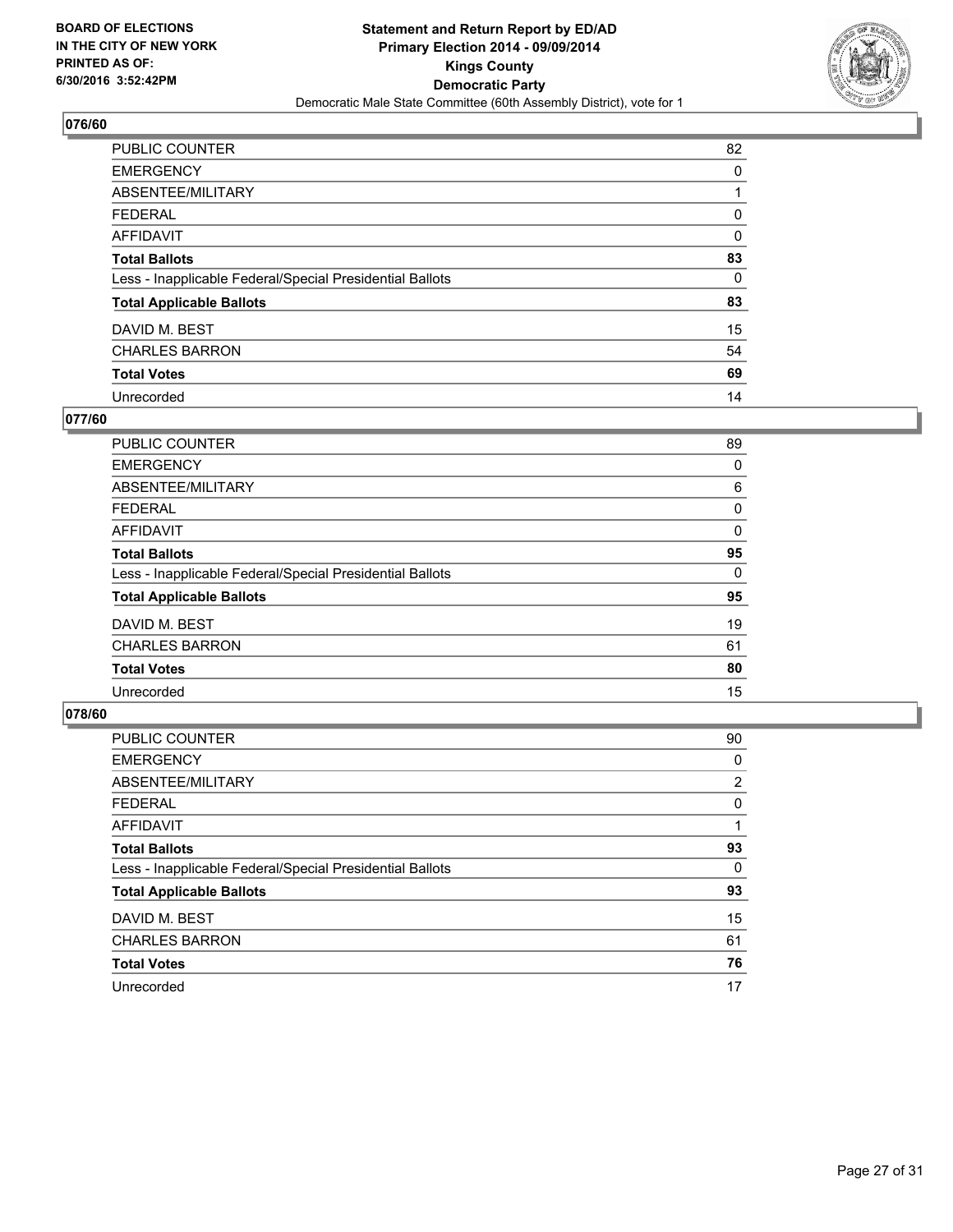**BOARD OF ELECTIONS IN THE CITY OF NEW YORK PRINTED AS OF: 6/30/2016 3:52:42PM**

**Statement and Return Report by ED/AD Primary Election 2014 - 09/09/2014 Kings County Democratic Party**

Democratic Male State Committee (60th Assembly District), vote for 1

### 076/60

| | |
|---|---|
| PUBLIC COUNTER | 82 |
| EMERGENCY | 0 |
| ABSENTEE/MILITARY | 1 |
| FEDERAL | 0 |
| AFFIDAVIT | 0 |
| **Total Ballots** | **83** |
| Less - Inapplicable Federal/Special Presidential Ballots | 0 |
| **Total Applicable Ballots** | **83** |
| DAVID M. BEST | 15 |
| CHARLES BARRON | 54 |
| **Total Votes** | **69** |
| Unrecorded | 14 |

### 077/60

| | |
|---|---|
| PUBLIC COUNTER | 89 |
| EMERGENCY | 0 |
| ABSENTEE/MILITARY | 6 |
| FEDERAL | 0 |
| AFFIDAVIT | 0 |
| **Total Ballots** | **95** |
| Less - Inapplicable Federal/Special Presidential Ballots | 0 |
| **Total Applicable Ballots** | **95** |
| DAVID M. BEST | 19 |
| CHARLES BARRON | 61 |
| **Total Votes** | **80** |
| Unrecorded | 15 |

### 078/60

| | |
|---|---|
| PUBLIC COUNTER | 90 |
| EMERGENCY | 0 |
| ABSENTEE/MILITARY | 2 |
| FEDERAL | 0 |
| AFFIDAVIT | 1 |
| **Total Ballots** | **93** |
| Less - Inapplicable Federal/Special Presidential Ballots | 0 |
| **Total Applicable Ballots** | **93** |
| DAVID M. BEST | 15 |
| CHARLES BARRON | 61 |
| **Total Votes** | **76** |
| Unrecorded | 17 |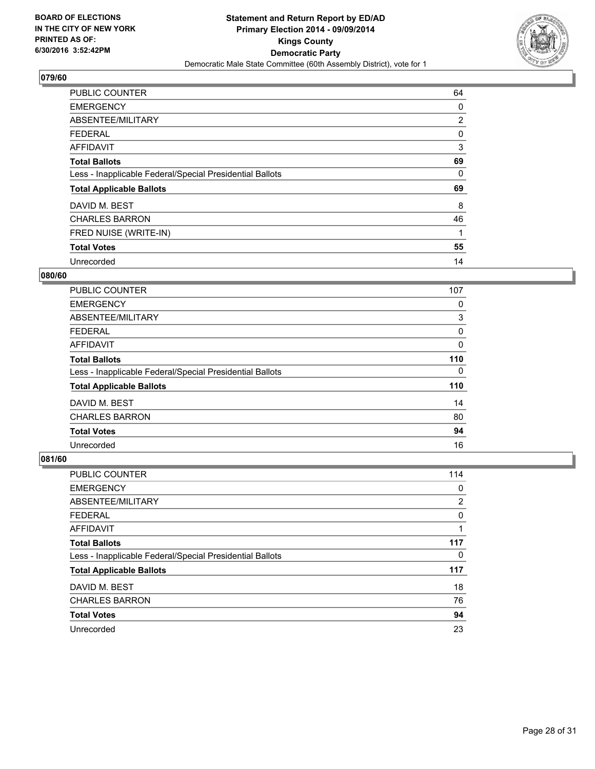**BOARD OF ELECTIONS IN THE CITY OF NEW YORK PRINTED AS OF: 6/30/2016 3:52:42PM**

**Statement and Return Report by ED/AD**
**Primary Election 2014 - 09/09/2014**
**Kings County**
**Democratic Party**
Democratic Male State Committee (60th Assembly District), vote for 1

## 079/60

| | |
|---|---|
| PUBLIC COUNTER | 64 |
| EMERGENCY | 0 |
| ABSENTEE/MILITARY | 2 |
| FEDERAL | 0 |
| AFFIDAVIT | 3 |
| **Total Ballots** | **69** |
| Less - Inapplicable Federal/Special Presidential Ballots | 0 |
| **Total Applicable Ballots** | **69** |
| DAVID M. BEST | 8 |
| CHARLES BARRON | 46 |
| FRED NUISE (WRITE-IN) | 1 |
| **Total Votes** | **55** |
| Unrecorded | 14 |

## 080/60

| | |
|---|---|
| PUBLIC COUNTER | 107 |
| EMERGENCY | 0 |
| ABSENTEE/MILITARY | 3 |
| FEDERAL | 0 |
| AFFIDAVIT | 0 |
| **Total Ballots** | **110** |
| Less - Inapplicable Federal/Special Presidential Ballots | 0 |
| **Total Applicable Ballots** | **110** |
| DAVID M. BEST | 14 |
| CHARLES BARRON | 80 |
| **Total Votes** | **94** |
| Unrecorded | 16 |

## 081/60

| | |
|---|---|
| PUBLIC COUNTER | 114 |
| EMERGENCY | 0 |
| ABSENTEE/MILITARY | 2 |
| FEDERAL | 0 |
| AFFIDAVIT | 1 |
| **Total Ballots** | **117** |
| Less - Inapplicable Federal/Special Presidential Ballots | 0 |
| **Total Applicable Ballots** | **117** |
| DAVID M. BEST | 18 |
| CHARLES BARRON | 76 |
| **Total Votes** | **94** |
| Unrecorded | 23 |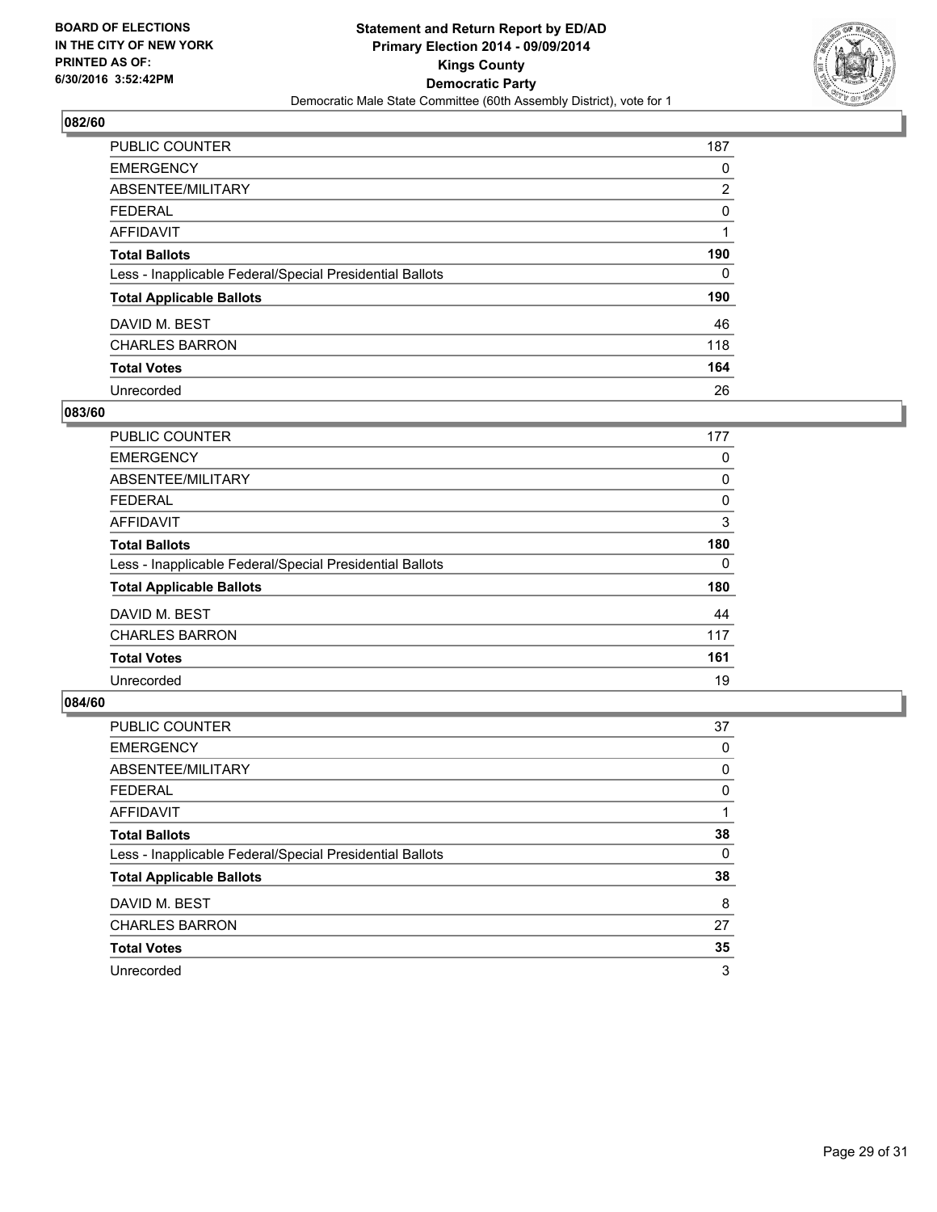**BOARD OF ELECTIONS IN THE CITY OF NEW YORK PRINTED AS OF: 6/30/2016 3:52:42PM**

**Statement and Return Report by ED/AD**
**Primary Election 2014 - 09/09/2014**
**Kings County**
**Democratic Party**
Democratic Male State Committee (60th Assembly District), vote for 1

### 082/60

| | |
|---|---|
| PUBLIC COUNTER | 187 |
| EMERGENCY | 0 |
| ABSENTEE/MILITARY | 2 |
| FEDERAL | 0 |
| AFFIDAVIT | 1 |
| **Total Ballots** | **190** |
| Less - Inapplicable Federal/Special Presidential Ballots | 0 |
| **Total Applicable Ballots** | **190** |
| DAVID M. BEST | 46 |
| CHARLES BARRON | 118 |
| **Total Votes** | **164** |
| Unrecorded | 26 |

### 083/60

| | |
|---|---|
| PUBLIC COUNTER | 177 |
| EMERGENCY | 0 |
| ABSENTEE/MILITARY | 0 |
| FEDERAL | 0 |
| AFFIDAVIT | 3 |
| **Total Ballots** | **180** |
| Less - Inapplicable Federal/Special Presidential Ballots | 0 |
| **Total Applicable Ballots** | **180** |
| DAVID M. BEST | 44 |
| CHARLES BARRON | 117 |
| **Total Votes** | **161** |
| Unrecorded | 19 |

### 084/60

| | |
|---|---|
| PUBLIC COUNTER | 37 |
| EMERGENCY | 0 |
| ABSENTEE/MILITARY | 0 |
| FEDERAL | 0 |
| AFFIDAVIT | 1 |
| **Total Ballots** | **38** |
| Less - Inapplicable Federal/Special Presidential Ballots | 0 |
| **Total Applicable Ballots** | **38** |
| DAVID M. BEST | 8 |
| CHARLES BARRON | 27 |
| **Total Votes** | **35** |
| Unrecorded | 3 |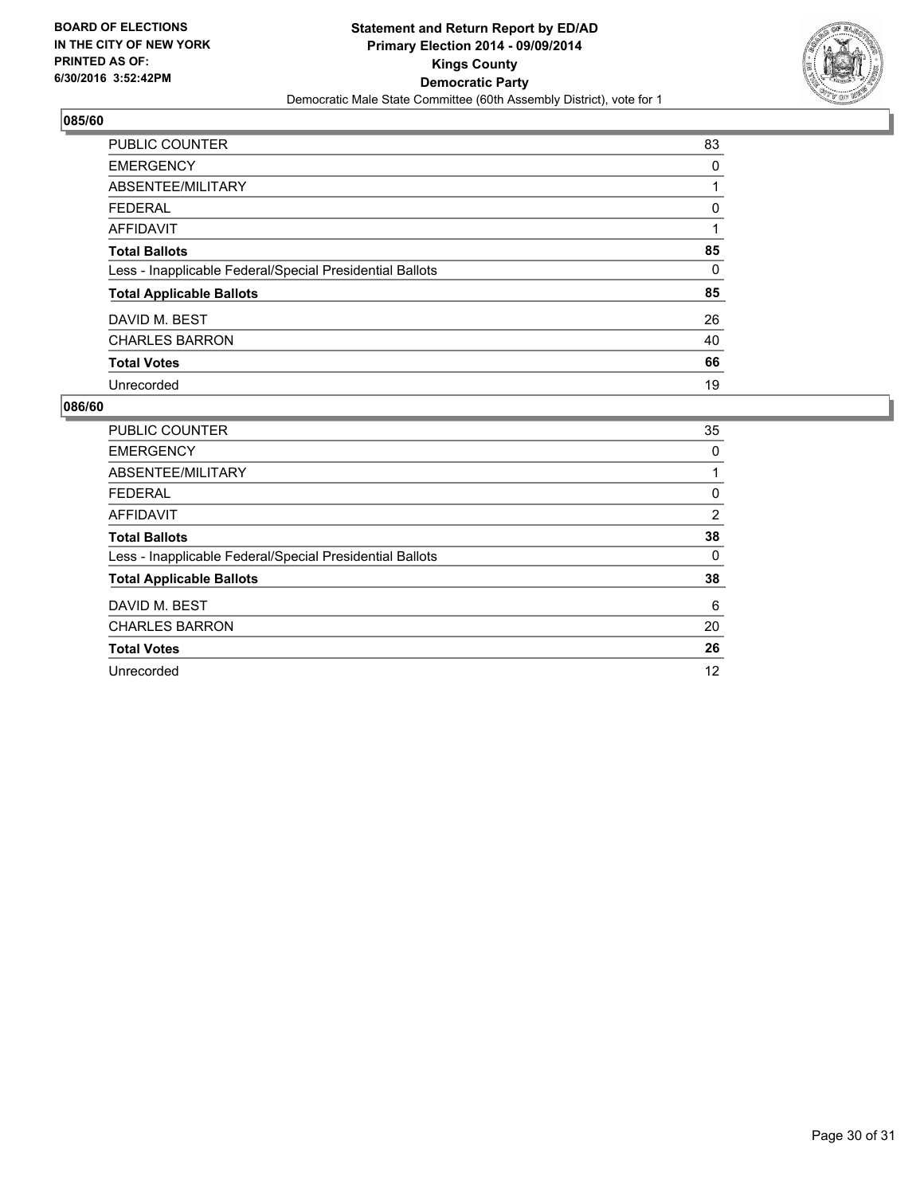**BOARD OF ELECTIONS IN THE CITY OF NEW YORK PRINTED AS OF: 6/30/2016 3:52:42PM**

**Statement and Return Report by ED/AD Primary Election 2014 - 09/09/2014 Kings County Democratic Party**

Democratic Male State Committee (60th Assembly District), vote for 1

## 085/60

| | |
|---|---|
| PUBLIC COUNTER | 83 |
| EMERGENCY | 0 |
| ABSENTEE/MILITARY | 1 |
| FEDERAL | 0 |
| AFFIDAVIT | 1 |
| **Total Ballots** | **85** |
| Less - Inapplicable Federal/Special Presidential Ballots | 0 |
| **Total Applicable Ballots** | **85** |
| DAVID M. BEST | 26 |
| CHARLES BARRON | 40 |
| **Total Votes** | **66** |
| Unrecorded | 19 |

## 086/60

| | |
|---|---|
| PUBLIC COUNTER | 35 |
| EMERGENCY | 0 |
| ABSENTEE/MILITARY | 1 |
| FEDERAL | 0 |
| AFFIDAVIT | 2 |
| **Total Ballots** | **38** |
| Less - Inapplicable Federal/Special Presidential Ballots | 0 |
| **Total Applicable Ballots** | **38** |
| DAVID M. BEST | 6 |
| CHARLES BARRON | 20 |
| **Total Votes** | **26** |
| Unrecorded | 12 |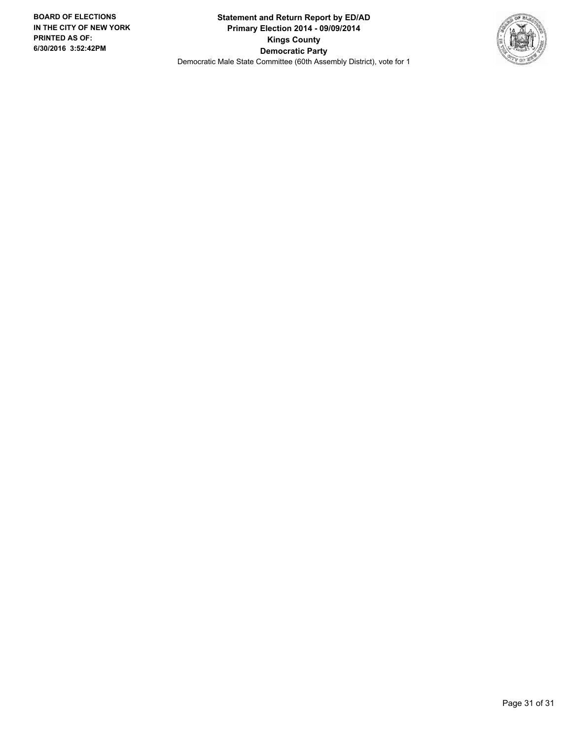**BOARD OF ELECTIONS IN THE CITY OF NEW YORK PRINTED AS OF: 6/30/2016 3:52:42PM**

**Statement and Return Report by ED/AD**
**Primary Election 2014 - 09/09/2014**
**Kings County**
**Democratic Party**
Democratic Male State Committee (60th Assembly District), vote for 1